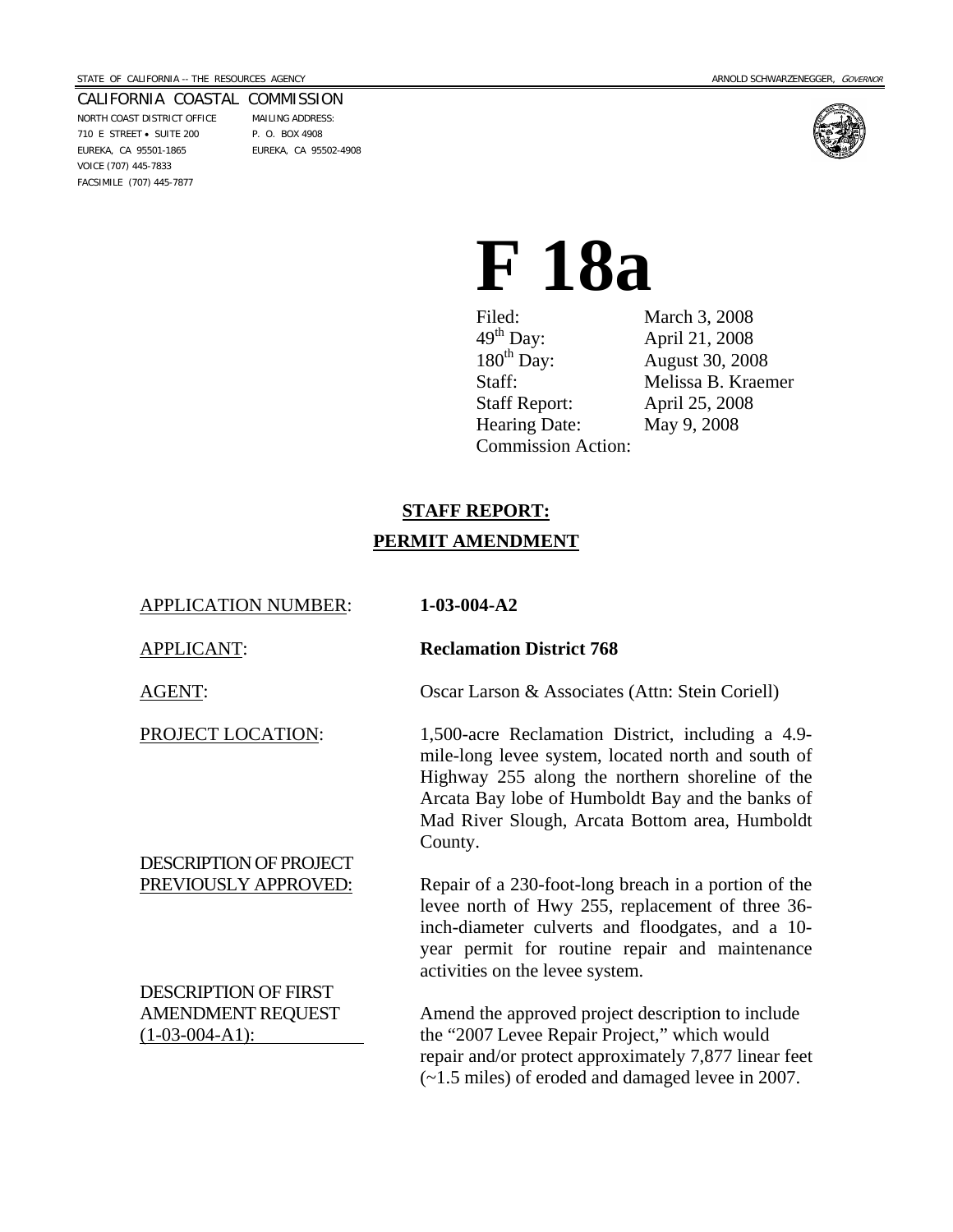STATE OF CALIFORNIA -- THE RESOURCES AGENCY — ARNOLD SCHWARZENEGGER, *GOVERNOR*

CALIFORNIA COASTAL COMMISSION

NORTH COAST DISTRICT OFFICE
710 E STREET • SUITE 200
EUREKA, CA 95501-1865
VOICE (707) 445-7833
FACSIMILE (707) 445-7877

MAILING ADDRESS:
P. O. BOX 4908
EUREKA, CA 95502-4908

# F 18a

| | |
|---|---|
| Filed: | March 3, 2008 |
| 49th Day: | April 21, 2008 |
| 180th Day: | August 30, 2008 |
| Staff: | Melissa B. Kraemer |
| Staff Report: | April 25, 2008 |
| Hearing Date: | May 9, 2008 |
| Commission Action: | |

## STAFF REPORT:
## PERMIT AMENDMENT

| | |
|---|---|
| APPLICATION NUMBER: | **1-03-004-A2** |
| APPLICANT: | **Reclamation District 768** |
| AGENT: | Oscar Larson & Associates (Attn: Stein Coriell) |
| PROJECT LOCATION: | 1,500-acre Reclamation District, including a 4.9-mile-long levee system, located north and south of Highway 255 along the northern shoreline of the Arcata Bay lobe of Humboldt Bay and the banks of Mad River Slough, Arcata Bottom area, Humboldt County. |
| DESCRIPTION OF PROJECT PREVIOUSLY APPROVED: | Repair of a 230-foot-long breach in a portion of the levee north of Hwy 255, replacement of three 36-inch-diameter culverts and floodgates, and a 10-year permit for routine repair and maintenance activities on the levee system. |
| DESCRIPTION OF FIRST AMENDMENT REQUEST (1-03-004-A1): | Amend the approved project description to include the "2007 Levee Repair Project," which would repair and/or protect approximately 7,877 linear feet (~1.5 miles) of eroded and damaged levee in 2007. |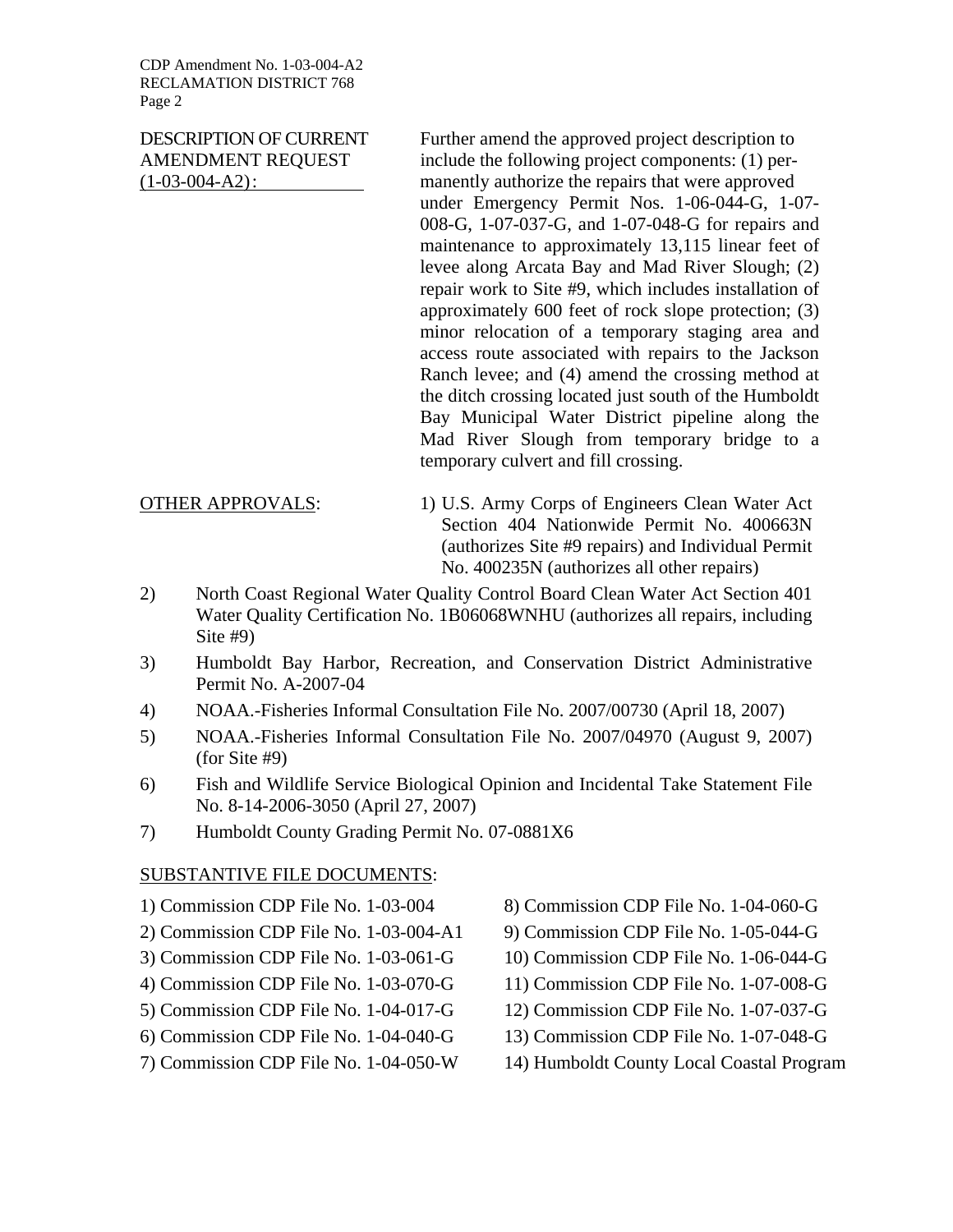DESCRIPTION OF CURRENT AMENDMENT REQUEST (1-03-004-A2):

Further amend the approved project description to include the following project components: (1) permanently authorize the repairs that were approved under Emergency Permit Nos. 1-06-044-G, 1-07-008-G, 1-07-037-G, and 1-07-048-G for repairs and maintenance to approximately 13,115 linear feet of levee along Arcata Bay and Mad River Slough; (2) repair work to Site #9, which includes installation of approximately 600 feet of rock slope protection; (3) minor relocation of a temporary staging area and access route associated with repairs to the Jackson Ranch levee; and (4) amend the crossing method at the ditch crossing located just south of the Humboldt Bay Municipal Water District pipeline along the Mad River Slough from temporary bridge to a temporary culvert and fill crossing.

OTHER APPROVALS:

1) U.S. Army Corps of Engineers Clean Water Act Section 404 Nationwide Permit No. 400663N (authorizes Site #9 repairs) and Individual Permit No. 400235N (authorizes all other repairs)
2) North Coast Regional Water Quality Control Board Clean Water Act Section 401 Water Quality Certification No. 1B06068WNHU (authorizes all repairs, including Site #9)
3) Humboldt Bay Harbor, Recreation, and Conservation District Administrative Permit No. A-2007-04
4) NOAA.-Fisheries Informal Consultation File No. 2007/00730 (April 18, 2007)
5) NOAA.-Fisheries Informal Consultation File No. 2007/04970 (August 9, 2007) (for Site #9)
6) Fish and Wildlife Service Biological Opinion and Incidental Take Statement File No. 8-14-2006-3050 (April 27, 2007)
7) Humboldt County Grading Permit No. 07-0881X6

SUBSTANTIVE FILE DOCUMENTS:

1) Commission CDP File No. 1-03-004
2) Commission CDP File No. 1-03-004-A1
3) Commission CDP File No. 1-03-061-G
4) Commission CDP File No. 1-03-070-G
5) Commission CDP File No. 1-04-017-G
6) Commission CDP File No. 1-04-040-G
7) Commission CDP File No. 1-04-050-W
8) Commission CDP File No. 1-04-060-G
9) Commission CDP File No. 1-05-044-G
10) Commission CDP File No. 1-06-044-G
11) Commission CDP File No. 1-07-008-G
12) Commission CDP File No. 1-07-037-G
13) Commission CDP File No. 1-07-048-G
14) Humboldt County Local Coastal Program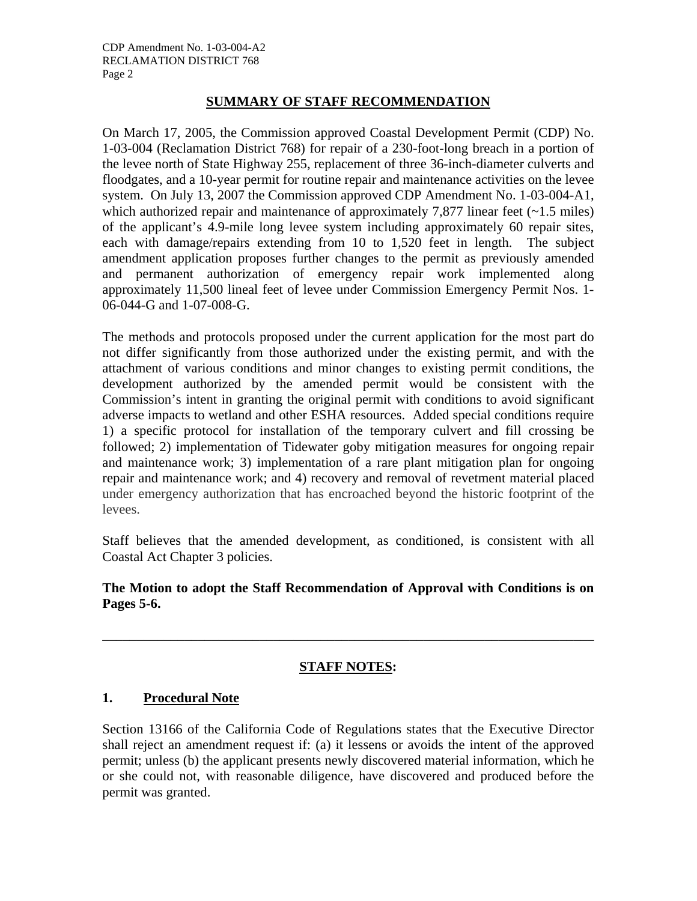## SUMMARY OF STAFF RECOMMENDATION

On March 17, 2005, the Commission approved Coastal Development Permit (CDP) No. 1-03-004 (Reclamation District 768) for repair of a 230-foot-long breach in a portion of the levee north of State Highway 255, replacement of three 36-inch-diameter culverts and floodgates, and a 10-year permit for routine repair and maintenance activities on the levee system. On July 13, 2007 the Commission approved CDP Amendment No. 1-03-004-A1, which authorized repair and maintenance of approximately 7,877 linear feet (~1.5 miles) of the applicant's 4.9-mile long levee system including approximately 60 repair sites, each with damage/repairs extending from 10 to 1,520 feet in length. The subject amendment application proposes further changes to the permit as previously amended and permanent authorization of emergency repair work implemented along approximately 11,500 lineal feet of levee under Commission Emergency Permit Nos. 1-06-044-G and 1-07-008-G.

The methods and protocols proposed under the current application for the most part do not differ significantly from those authorized under the existing permit, and with the attachment of various conditions and minor changes to existing permit conditions, the development authorized by the amended permit would be consistent with the Commission's intent in granting the original permit with conditions to avoid significant adverse impacts to wetland and other ESHA resources. Added special conditions require 1) a specific protocol for installation of the temporary culvert and fill crossing be followed; 2) implementation of Tidewater goby mitigation measures for ongoing repair and maintenance work; 3) implementation of a rare plant mitigation plan for ongoing repair and maintenance work; and 4) recovery and removal of revetment material placed under emergency authorization that has encroached beyond the historic footprint of the levees.

Staff believes that the amended development, as conditioned, is consistent with all Coastal Act Chapter 3 policies.

**The Motion to adopt the Staff Recommendation of Approval with Conditions is on Pages 5-6.**

---

## STAFF NOTES:

### 1. Procedural Note

Section 13166 of the California Code of Regulations states that the Executive Director shall reject an amendment request if: (a) it lessens or avoids the intent of the approved permit; unless (b) the applicant presents newly discovered material information, which he or she could not, with reasonable diligence, have discovered and produced before the permit was granted.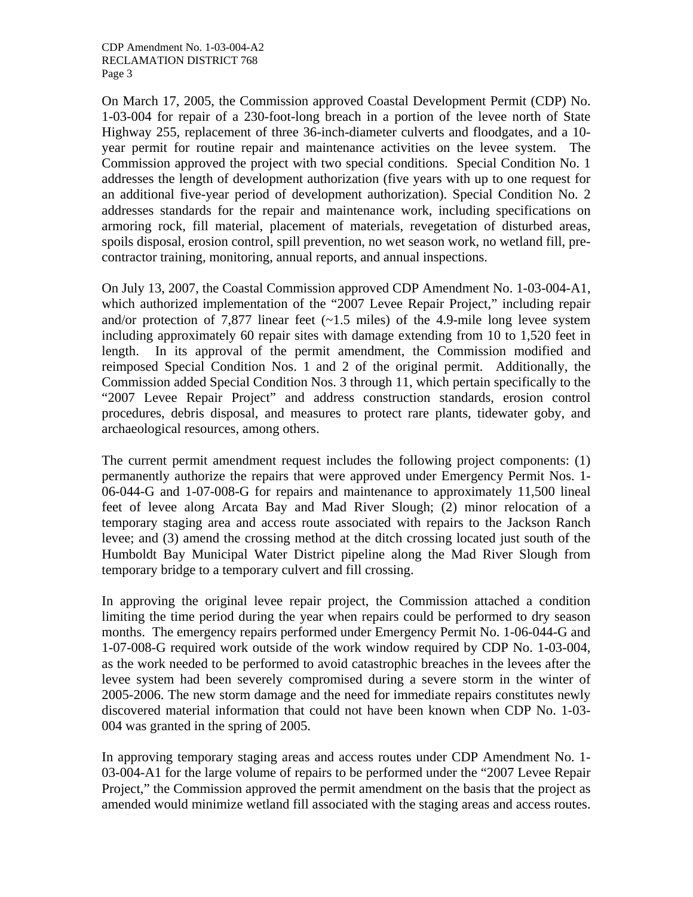On March 17, 2005, the Commission approved Coastal Development Permit (CDP) No. 1-03-004 for repair of a 230-foot-long breach in a portion of the levee north of State Highway 255, replacement of three 36-inch-diameter culverts and floodgates, and a 10-year permit for routine repair and maintenance activities on the levee system. The Commission approved the project with two special conditions. Special Condition No. 1 addresses the length of development authorization (five years with up to one request for an additional five-year period of development authorization). Special Condition No. 2 addresses standards for the repair and maintenance work, including specifications on armoring rock, fill material, placement of materials, revegetation of disturbed areas, spoils disposal, erosion control, spill prevention, no wet season work, no wetland fill, pre-contractor training, monitoring, annual reports, and annual inspections.

On July 13, 2007, the Coastal Commission approved CDP Amendment No. 1-03-004-A1, which authorized implementation of the "2007 Levee Repair Project," including repair and/or protection of 7,877 linear feet (~1.5 miles) of the 4.9-mile long levee system including approximately 60 repair sites with damage extending from 10 to 1,520 feet in length. In its approval of the permit amendment, the Commission modified and reimposed Special Condition Nos. 1 and 2 of the original permit. Additionally, the Commission added Special Condition Nos. 3 through 11, which pertain specifically to the "2007 Levee Repair Project" and address construction standards, erosion control procedures, debris disposal, and measures to protect rare plants, tidewater goby, and archaeological resources, among others.

The current permit amendment request includes the following project components: (1) permanently authorize the repairs that were approved under Emergency Permit Nos. 1-06-044-G and 1-07-008-G for repairs and maintenance to approximately 11,500 lineal feet of levee along Arcata Bay and Mad River Slough; (2) minor relocation of a temporary staging area and access route associated with repairs to the Jackson Ranch levee; and (3) amend the crossing method at the ditch crossing located just south of the Humboldt Bay Municipal Water District pipeline along the Mad River Slough from temporary bridge to a temporary culvert and fill crossing.

In approving the original levee repair project, the Commission attached a condition limiting the time period during the year when repairs could be performed to dry season months. The emergency repairs performed under Emergency Permit No. 1-06-044-G and 1-07-008-G required work outside of the work window required by CDP No. 1-03-004, as the work needed to be performed to avoid catastrophic breaches in the levees after the levee system had been severely compromised during a severe storm in the winter of 2005-2006. The new storm damage and the need for immediate repairs constitutes newly discovered material information that could not have been known when CDP No. 1-03-004 was granted in the spring of 2005.

In approving temporary staging areas and access routes under CDP Amendment No. 1-03-004-A1 for the large volume of repairs to be performed under the "2007 Levee Repair Project," the Commission approved the permit amendment on the basis that the project as amended would minimize wetland fill associated with the staging areas and access routes.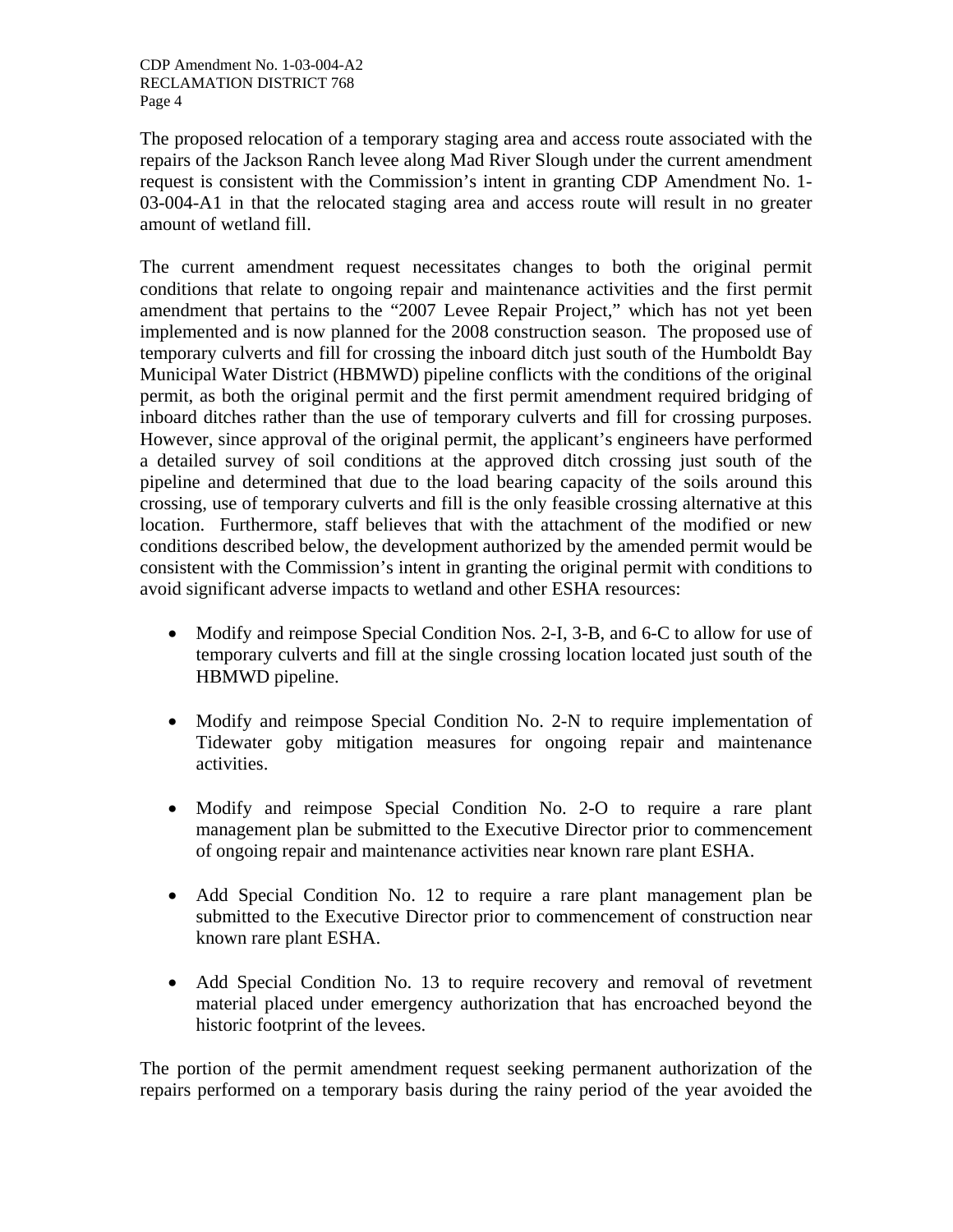The proposed relocation of a temporary staging area and access route associated with the repairs of the Jackson Ranch levee along Mad River Slough under the current amendment request is consistent with the Commission's intent in granting CDP Amendment No. 1-03-004-A1 in that the relocated staging area and access route will result in no greater amount of wetland fill.

The current amendment request necessitates changes to both the original permit conditions that relate to ongoing repair and maintenance activities and the first permit amendment that pertains to the "2007 Levee Repair Project," which has not yet been implemented and is now planned for the 2008 construction season. The proposed use of temporary culverts and fill for crossing the inboard ditch just south of the Humboldt Bay Municipal Water District (HBMWD) pipeline conflicts with the conditions of the original permit, as both the original permit and the first permit amendment required bridging of inboard ditches rather than the use of temporary culverts and fill for crossing purposes. However, since approval of the original permit, the applicant's engineers have performed a detailed survey of soil conditions at the approved ditch crossing just south of the pipeline and determined that due to the load bearing capacity of the soils around this crossing, use of temporary culverts and fill is the only feasible crossing alternative at this location. Furthermore, staff believes that with the attachment of the modified or new conditions described below, the development authorized by the amended permit would be consistent with the Commission's intent in granting the original permit with conditions to avoid significant adverse impacts to wetland and other ESHA resources:

- Modify and reimpose Special Condition Nos. 2-I, 3-B, and 6-C to allow for use of temporary culverts and fill at the single crossing location located just south of the HBMWD pipeline.

- Modify and reimpose Special Condition No. 2-N to require implementation of Tidewater goby mitigation measures for ongoing repair and maintenance activities.

- Modify and reimpose Special Condition No. 2-O to require a rare plant management plan be submitted to the Executive Director prior to commencement of ongoing repair and maintenance activities near known rare plant ESHA.

- Add Special Condition No. 12 to require a rare plant management plan be submitted to the Executive Director prior to commencement of construction near known rare plant ESHA.

- Add Special Condition No. 13 to require recovery and removal of revetment material placed under emergency authorization that has encroached beyond the historic footprint of the levees.

The portion of the permit amendment request seeking permanent authorization of the repairs performed on a temporary basis during the rainy period of the year avoided the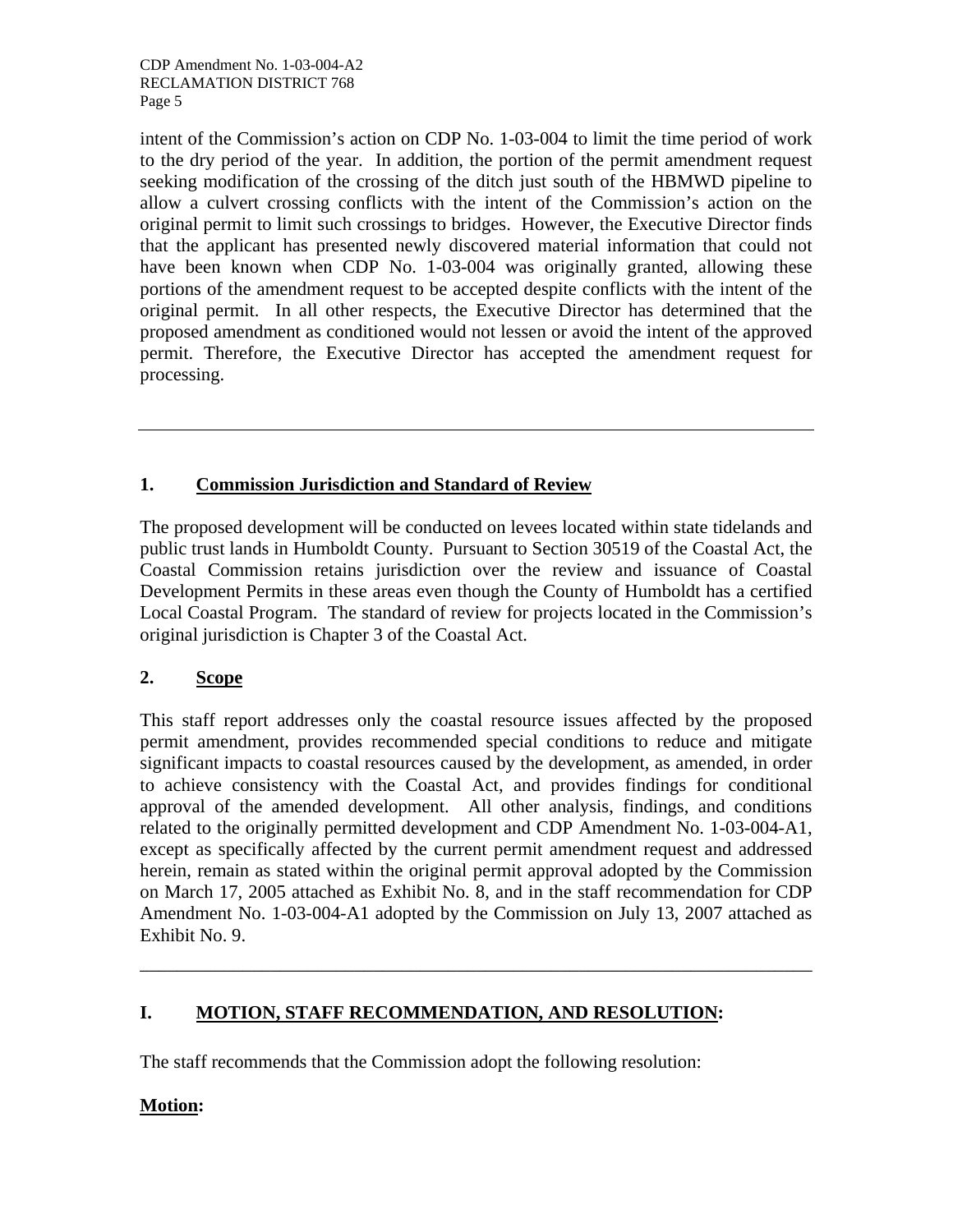intent of the Commission's action on CDP No. 1-03-004 to limit the time period of work to the dry period of the year. In addition, the portion of the permit amendment request seeking modification of the crossing of the ditch just south of the HBMWD pipeline to allow a culvert crossing conflicts with the intent of the Commission's action on the original permit to limit such crossings to bridges. However, the Executive Director finds that the applicant has presented newly discovered material information that could not have been known when CDP No. 1-03-004 was originally granted, allowing these portions of the amendment request to be accepted despite conflicts with the intent of the original permit. In all other respects, the Executive Director has determined that the proposed amendment as conditioned would not lessen or avoid the intent of the approved permit. Therefore, the Executive Director has accepted the amendment request for processing.

---

## 1. Commission Jurisdiction and Standard of Review

The proposed development will be conducted on levees located within state tidelands and public trust lands in Humboldt County. Pursuant to Section 30519 of the Coastal Act, the Coastal Commission retains jurisdiction over the review and issuance of Coastal Development Permits in these areas even though the County of Humboldt has a certified Local Coastal Program. The standard of review for projects located in the Commission's original jurisdiction is Chapter 3 of the Coastal Act.

## 2. Scope

This staff report addresses only the coastal resource issues affected by the proposed permit amendment, provides recommended special conditions to reduce and mitigate significant impacts to coastal resources caused by the development, as amended, in order to achieve consistency with the Coastal Act, and provides findings for conditional approval of the amended development. All other analysis, findings, and conditions related to the originally permitted development and CDP Amendment No. 1-03-004-A1, except as specifically affected by the current permit amendment request and addressed herein, remain as stated within the original permit approval adopted by the Commission on March 17, 2005 attached as Exhibit No. 8, and in the staff recommendation for CDP Amendment No. 1-03-004-A1 adopted by the Commission on July 13, 2007 attached as Exhibit No. 9.

---

# I. MOTION, STAFF RECOMMENDATION, AND RESOLUTION:

The staff recommends that the Commission adopt the following resolution:

**Motion:**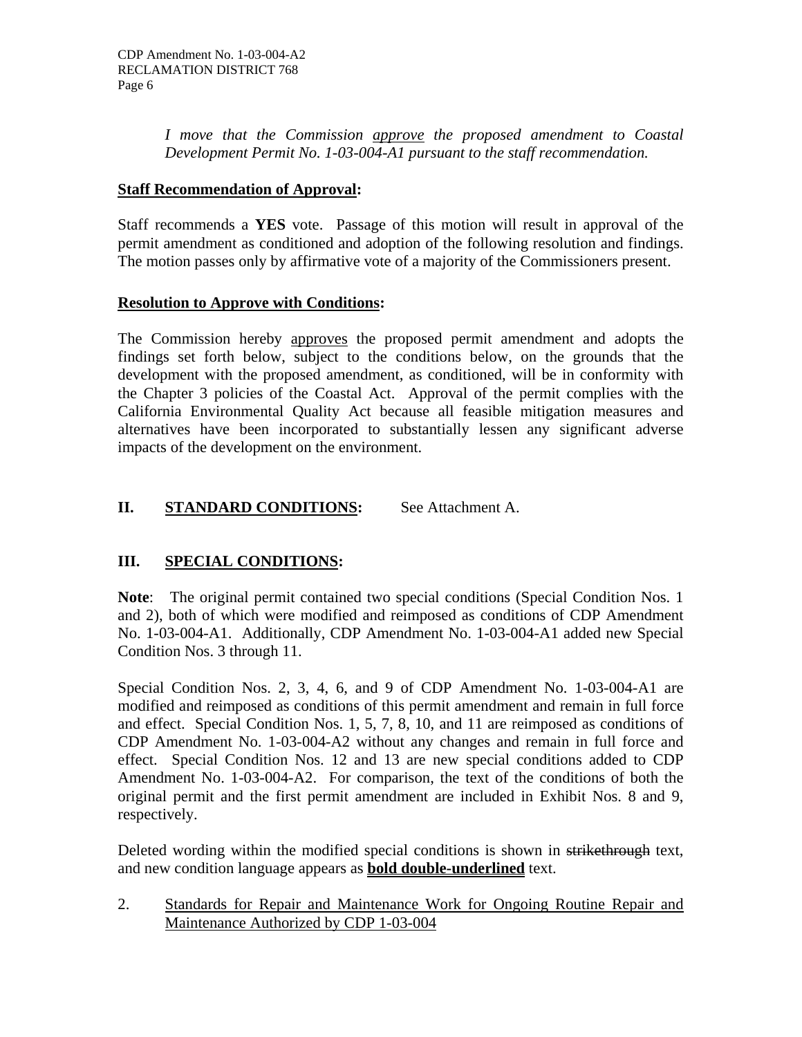*I move that the Commission approve the proposed amendment to Coastal Development Permit No. 1-03-004-A1 pursuant to the staff recommendation.*

**Staff Recommendation of Approval:**

Staff recommends a **YES** vote. Passage of this motion will result in approval of the permit amendment as conditioned and adoption of the following resolution and findings. The motion passes only by affirmative vote of a majority of the Commissioners present.

**Resolution to Approve with Conditions:**

The Commission hereby approves the proposed permit amendment and adopts the findings set forth below, subject to the conditions below, on the grounds that the development with the proposed amendment, as conditioned, will be in conformity with the Chapter 3 policies of the Coastal Act. Approval of the permit complies with the California Environmental Quality Act because all feasible mitigation measures and alternatives have been incorporated to substantially lessen any significant adverse impacts of the development on the environment.

## II. STANDARD CONDITIONS: See Attachment A.

## III. SPECIAL CONDITIONS:

**Note**: The original permit contained two special conditions (Special Condition Nos. 1 and 2), both of which were modified and reimposed as conditions of CDP Amendment No. 1-03-004-A1. Additionally, CDP Amendment No. 1-03-004-A1 added new Special Condition Nos. 3 through 11.

Special Condition Nos. 2, 3, 4, 6, and 9 of CDP Amendment No. 1-03-004-A1 are modified and reimposed as conditions of this permit amendment and remain in full force and effect. Special Condition Nos. 1, 5, 7, 8, 10, and 11 are reimposed as conditions of CDP Amendment No. 1-03-004-A2 without any changes and remain in full force and effect. Special Condition Nos. 12 and 13 are new special conditions added to CDP Amendment No. 1-03-004-A2. For comparison, the text of the conditions of both the original permit and the first permit amendment are included in Exhibit Nos. 8 and 9, respectively.

Deleted wording within the modified special conditions is shown in ~~strikethrough~~ text, and new condition language appears as **bold double-underlined** text.

2. Standards for Repair and Maintenance Work for Ongoing Routine Repair and Maintenance Authorized by CDP 1-03-004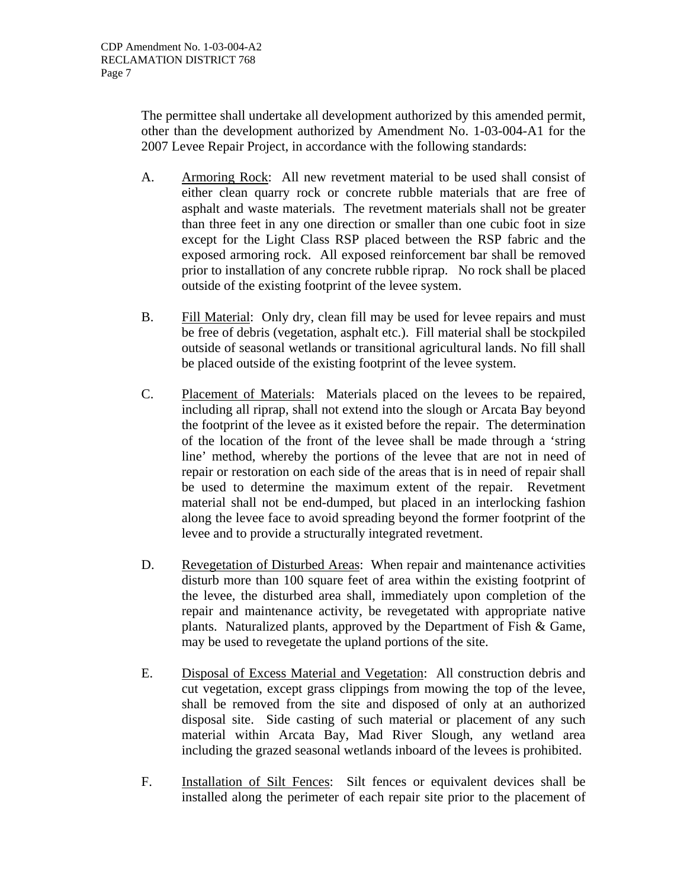The permittee shall undertake all development authorized by this amended permit, other than the development authorized by Amendment No. 1-03-004-A1 for the 2007 Levee Repair Project, in accordance with the following standards:

A. Armoring Rock: All new revetment material to be used shall consist of either clean quarry rock or concrete rubble materials that are free of asphalt and waste materials. The revetment materials shall not be greater than three feet in any one direction or smaller than one cubic foot in size except for the Light Class RSP placed between the RSP fabric and the exposed armoring rock. All exposed reinforcement bar shall be removed prior to installation of any concrete rubble riprap. No rock shall be placed outside of the existing footprint of the levee system.

B. Fill Material: Only dry, clean fill may be used for levee repairs and must be free of debris (vegetation, asphalt etc.). Fill material shall be stockpiled outside of seasonal wetlands or transitional agricultural lands. No fill shall be placed outside of the existing footprint of the levee system.

C. Placement of Materials: Materials placed on the levees to be repaired, including all riprap, shall not extend into the slough or Arcata Bay beyond the footprint of the levee as it existed before the repair. The determination of the location of the front of the levee shall be made through a 'string line' method, whereby the portions of the levee that are not in need of repair or restoration on each side of the areas that is in need of repair shall be used to determine the maximum extent of the repair. Revetment material shall not be end-dumped, but placed in an interlocking fashion along the levee face to avoid spreading beyond the former footprint of the levee and to provide a structurally integrated revetment.

D. Revegetation of Disturbed Areas: When repair and maintenance activities disturb more than 100 square feet of area within the existing footprint of the levee, the disturbed area shall, immediately upon completion of the repair and maintenance activity, be revegetated with appropriate native plants. Naturalized plants, approved by the Department of Fish & Game, may be used to revegetate the upland portions of the site.

E. Disposal of Excess Material and Vegetation: All construction debris and cut vegetation, except grass clippings from mowing the top of the levee, shall be removed from the site and disposed of only at an authorized disposal site. Side casting of such material or placement of any such material within Arcata Bay, Mad River Slough, any wetland area including the grazed seasonal wetlands inboard of the levees is prohibited.

F. Installation of Silt Fences: Silt fences or equivalent devices shall be installed along the perimeter of each repair site prior to the placement of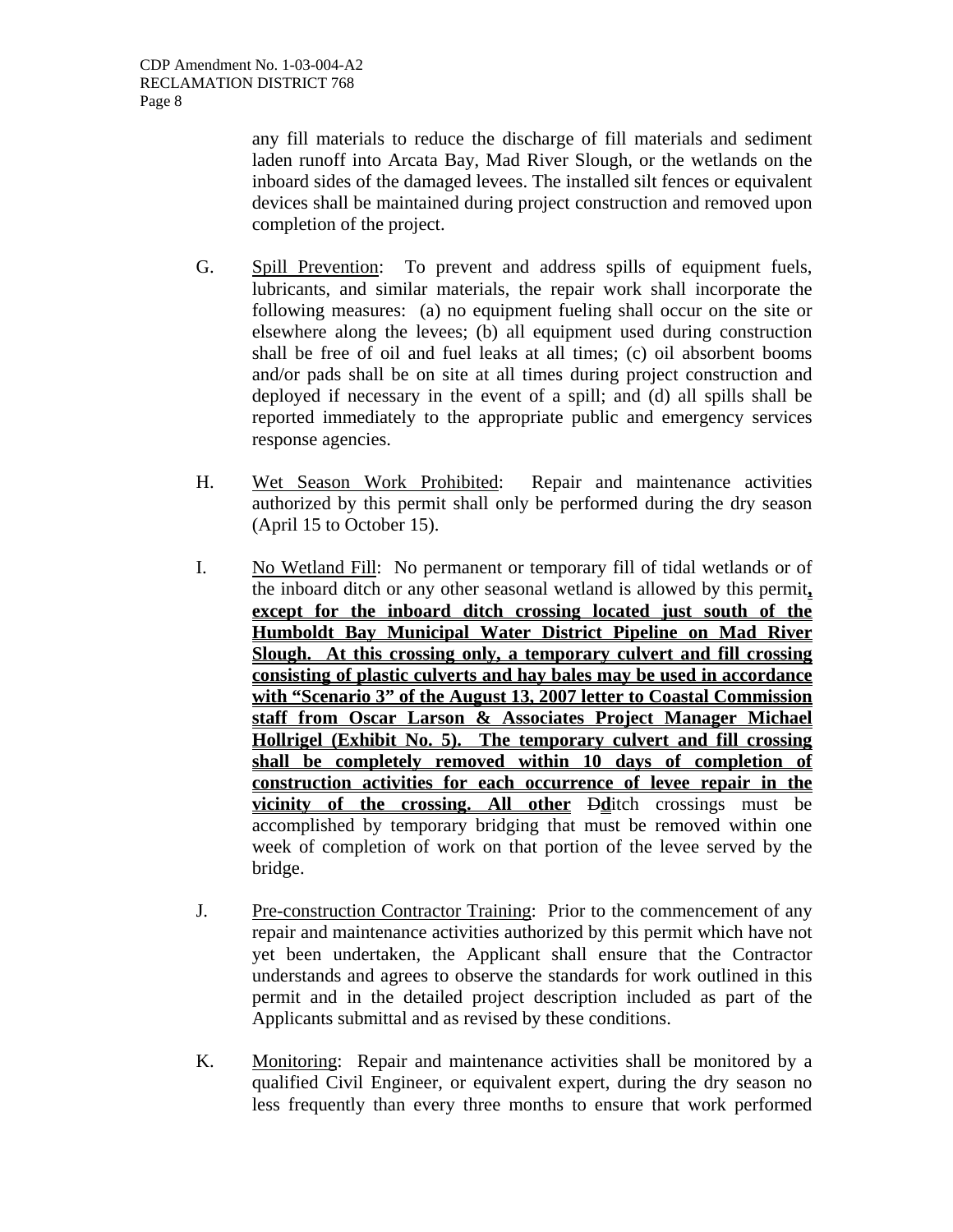any fill materials to reduce the discharge of fill materials and sediment laden runoff into Arcata Bay, Mad River Slough, or the wetlands on the inboard sides of the damaged levees. The installed silt fences or equivalent devices shall be maintained during project construction and removed upon completion of the project.

G. Spill Prevention: To prevent and address spills of equipment fuels, lubricants, and similar materials, the repair work shall incorporate the following measures: (a) no equipment fueling shall occur on the site or elsewhere along the levees; (b) all equipment used during construction shall be free of oil and fuel leaks at all times; (c) oil absorbent booms and/or pads shall be on site at all times during project construction and deployed if necessary in the event of a spill; and (d) all spills shall be reported immediately to the appropriate public and emergency services response agencies.

H. Wet Season Work Prohibited: Repair and maintenance activities authorized by this permit shall only be performed during the dry season (April 15 to October 15).

I. No Wetland Fill: No permanent or temporary fill of tidal wetlands or of the inboard ditch or any other seasonal wetland is allowed by this permit**, except for the inboard ditch crossing located just south of the Humboldt Bay Municipal Water District Pipeline on Mad River Slough. At this crossing only, a temporary culvert and fill crossing consisting of plastic culverts and hay bales may be used in accordance with "Scenario 3" of the August 13, 2007 letter to Coastal Commission staff from Oscar Larson & Associates Project Manager Michael Hollrigel (Exhibit No. 5). The temporary culvert and fill crossing shall be completely removed within 10 days of completion of construction activities for each occurrence of levee repair in the vicinity of the crossing. All other** ~~D~~**d**itch crossings must be accomplished by temporary bridging that must be removed within one week of completion of work on that portion of the levee served by the bridge.

J. Pre-construction Contractor Training: Prior to the commencement of any repair and maintenance activities authorized by this permit which have not yet been undertaken, the Applicant shall ensure that the Contractor understands and agrees to observe the standards for work outlined in this permit and in the detailed project description included as part of the Applicants submittal and as revised by these conditions.

K. Monitoring: Repair and maintenance activities shall be monitored by a qualified Civil Engineer, or equivalent expert, during the dry season no less frequently than every three months to ensure that work performed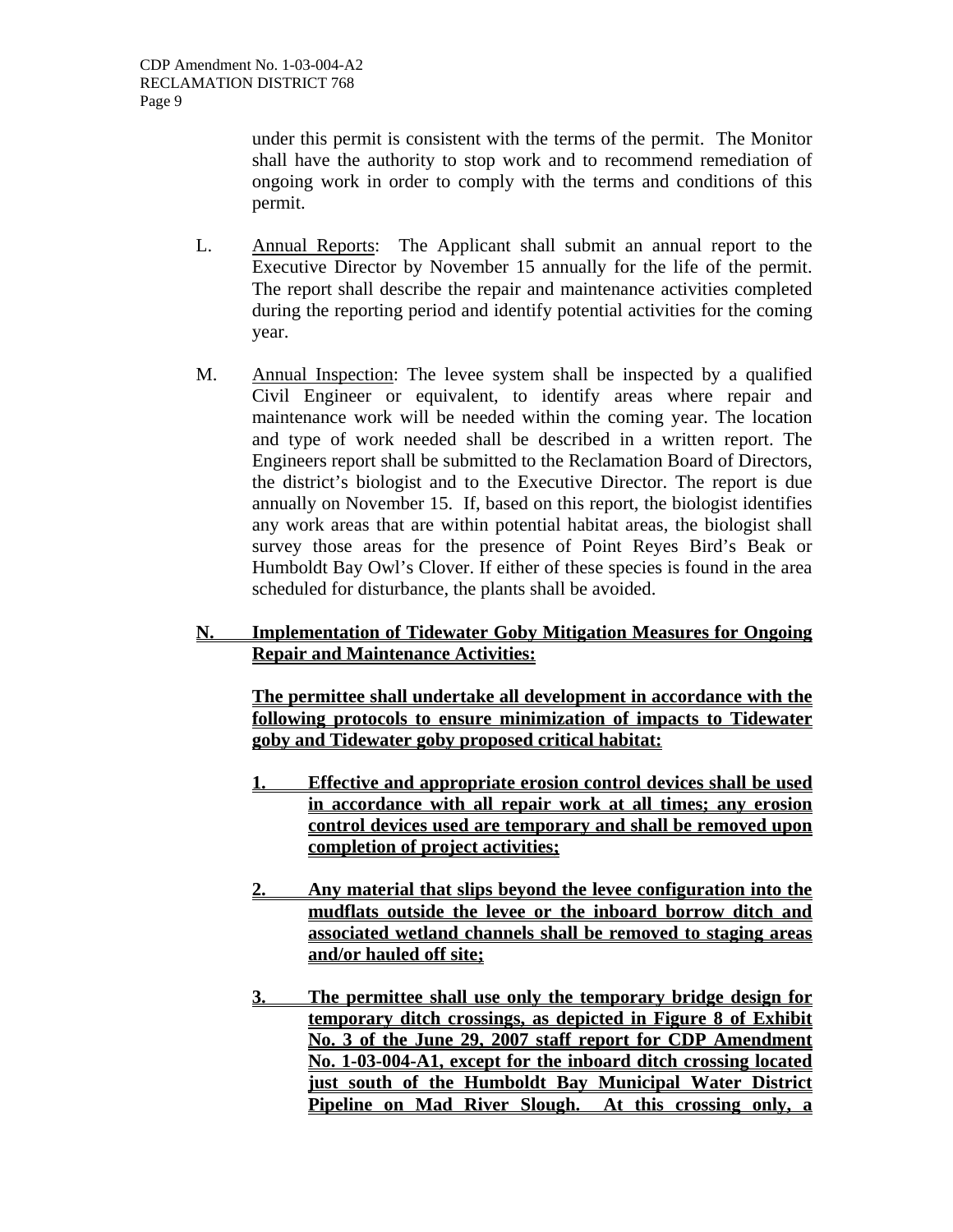under this permit is consistent with the terms of the permit. The Monitor shall have the authority to stop work and to recommend remediation of ongoing work in order to comply with the terms and conditions of this permit.

L. Annual Reports: The Applicant shall submit an annual report to the Executive Director by November 15 annually for the life of the permit. The report shall describe the repair and maintenance activities completed during the reporting period and identify potential activities for the coming year.

M. Annual Inspection: The levee system shall be inspected by a qualified Civil Engineer or equivalent, to identify areas where repair and maintenance work will be needed within the coming year. The location and type of work needed shall be described in a written report. The Engineers report shall be submitted to the Reclamation Board of Directors, the district's biologist and to the Executive Director. The report is due annually on November 15. If, based on this report, the biologist identifies any work areas that are within potential habitat areas, the biologist shall survey those areas for the presence of Point Reyes Bird's Beak or Humboldt Bay Owl's Clover. If either of these species is found in the area scheduled for disturbance, the plants shall be avoided.

**N. Implementation of Tidewater Goby Mitigation Measures for Ongoing Repair and Maintenance Activities:**

**The permittee shall undertake all development in accordance with the following protocols to ensure minimization of impacts to Tidewater goby and Tidewater goby proposed critical habitat:**

**1. Effective and appropriate erosion control devices shall be used in accordance with all repair work at all times; any erosion control devices used are temporary and shall be removed upon completion of project activities;**

**2. Any material that slips beyond the levee configuration into the mudflats outside the levee or the inboard borrow ditch and associated wetland channels shall be removed to staging areas and/or hauled off site;**

**3. The permittee shall use only the temporary bridge design for temporary ditch crossings, as depicted in Figure 8 of Exhibit No. 3 of the June 29, 2007 staff report for CDP Amendment No. 1-03-004-A1, except for the inboard ditch crossing located just south of the Humboldt Bay Municipal Water District Pipeline on Mad River Slough. At this crossing only, a**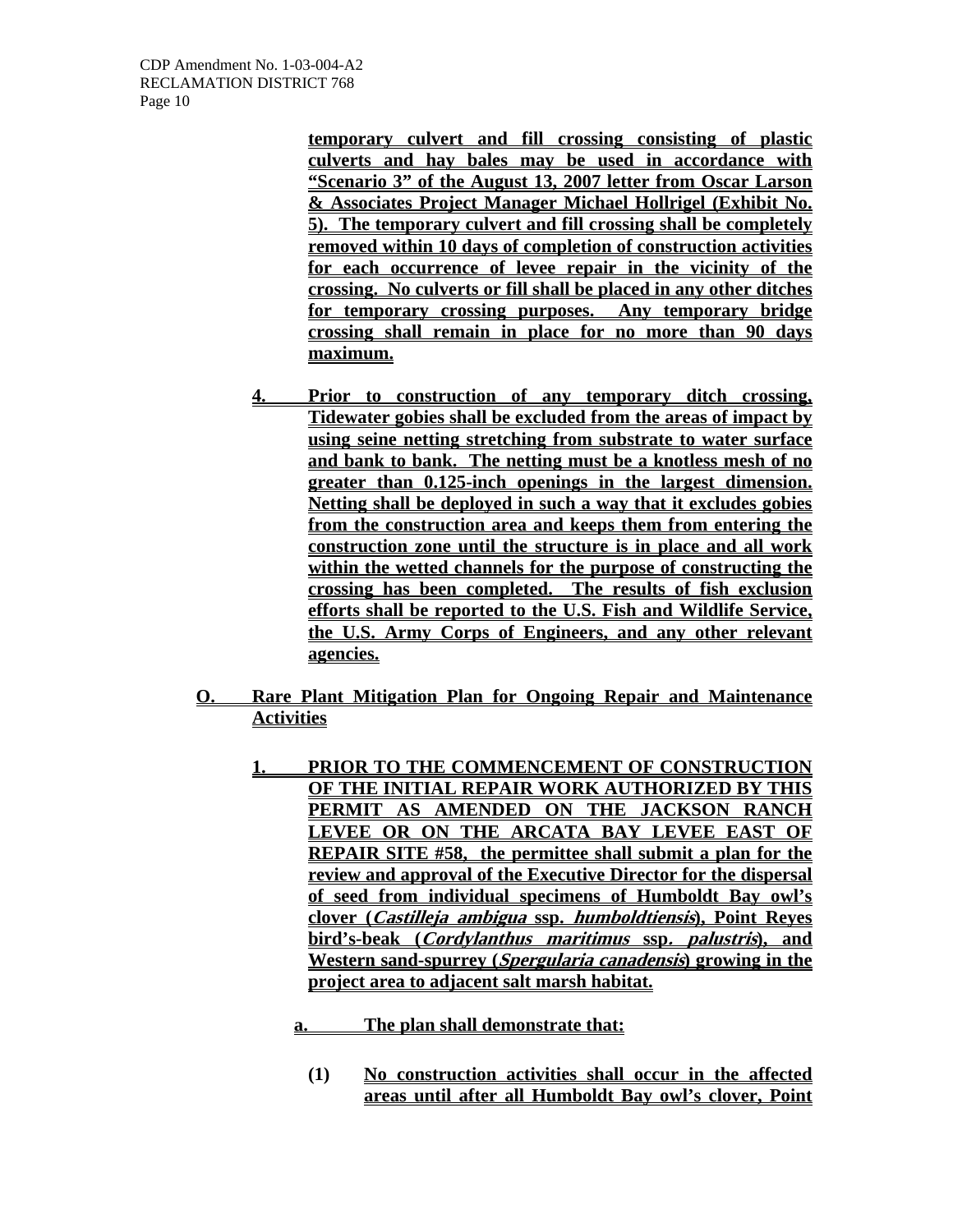**temporary culvert and fill crossing consisting of plastic culverts and hay bales may be used in accordance with "Scenario 3" of the August 13, 2007 letter from Oscar Larson & Associates Project Manager Michael Hollrigel (Exhibit No. 5). The temporary culvert and fill crossing shall be completely removed within 10 days of completion of construction activities for each occurrence of levee repair in the vicinity of the crossing. No culverts or fill shall be placed in any other ditches for temporary crossing purposes. Any temporary bridge crossing shall remain in place for no more than 90 days maximum.**

**4. Prior to construction of any temporary ditch crossing, Tidewater gobies shall be excluded from the areas of impact by using seine netting stretching from substrate to water surface and bank to bank. The netting must be a knotless mesh of no greater than 0.125-inch openings in the largest dimension. Netting shall be deployed in such a way that it excludes gobies from the construction area and keeps them from entering the construction zone until the structure is in place and all work within the wetted channels for the purpose of constructing the crossing has been completed. The results of fish exclusion efforts shall be reported to the U.S. Fish and Wildlife Service, the U.S. Army Corps of Engineers, and any other relevant agencies.**

**O. Rare Plant Mitigation Plan for Ongoing Repair and Maintenance Activities**

**1. PRIOR TO THE COMMENCEMENT OF CONSTRUCTION OF THE INITIAL REPAIR WORK AUTHORIZED BY THIS PERMIT AS AMENDED ON THE JACKSON RANCH LEVEE OR ON THE ARCATA BAY LEVEE EAST OF REPAIR SITE #58, the permittee shall submit a plan for the review and approval of the Executive Director for the dispersal of seed from individual specimens of Humboldt Bay owl's clover (*Castilleja ambigua* ssp. *humboldtiensis*), Point Reyes bird's-beak (*Cordylanthus maritimus* ssp. *palustris*), and Western sand-spurrey (*Spergularia canadensis*) growing in the project area to adjacent salt marsh habitat.**

**a. The plan shall demonstrate that:**

**(1) No construction activities shall occur in the affected areas until after all Humboldt Bay owl's clover, Point**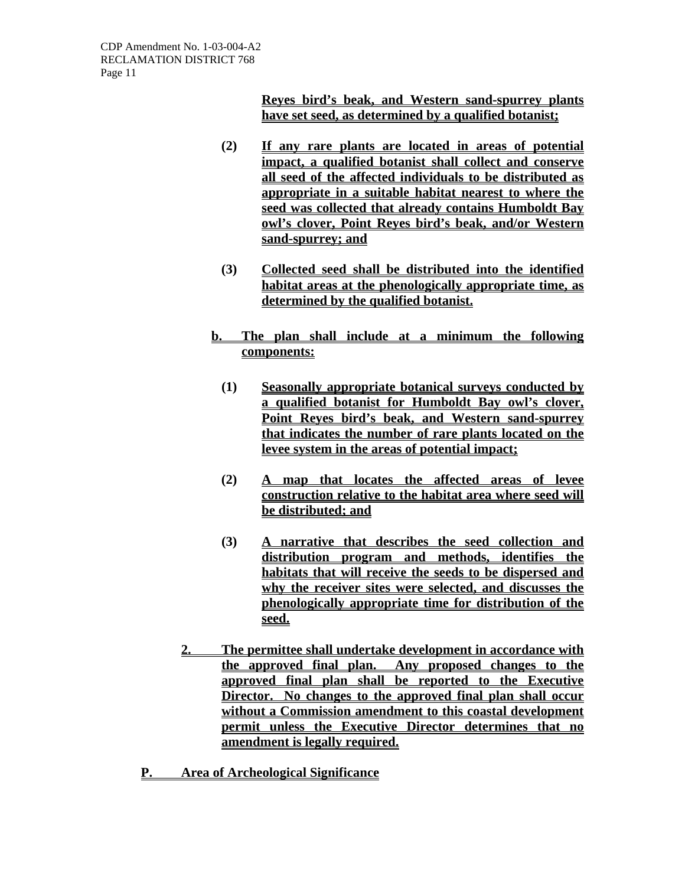**Reyes bird's beak, and Western sand-spurrey plants have set seed, as determined by a qualified botanist;**

**(2) If any rare plants are located in areas of potential impact, a qualified botanist shall collect and conserve all seed of the affected individuals to be distributed as appropriate in a suitable habitat nearest to where the seed was collected that already contains Humboldt Bay owl's clover, Point Reyes bird's beak, and/or Western sand-spurrey; and**

**(3) Collected seed shall be distributed into the identified habitat areas at the phenologically appropriate time, as determined by the qualified botanist.**

**b. The plan shall include at a minimum the following components:**

**(1) Seasonally appropriate botanical surveys conducted by a qualified botanist for Humboldt Bay owl's clover, Point Reyes bird's beak, and Western sand-spurrey that indicates the number of rare plants located on the levee system in the areas of potential impact;**

**(2) A map that locates the affected areas of levee construction relative to the habitat area where seed will be distributed; and**

**(3) A narrative that describes the seed collection and distribution program and methods, identifies the habitats that will receive the seeds to be dispersed and why the receiver sites were selected, and discusses the phenologically appropriate time for distribution of the seed.**

**2. The permittee shall undertake development in accordance with the approved final plan. Any proposed changes to the approved final plan shall be reported to the Executive Director. No changes to the approved final plan shall occur without a Commission amendment to this coastal development permit unless the Executive Director determines that no amendment is legally required.**

**P. Area of Archeological Significance**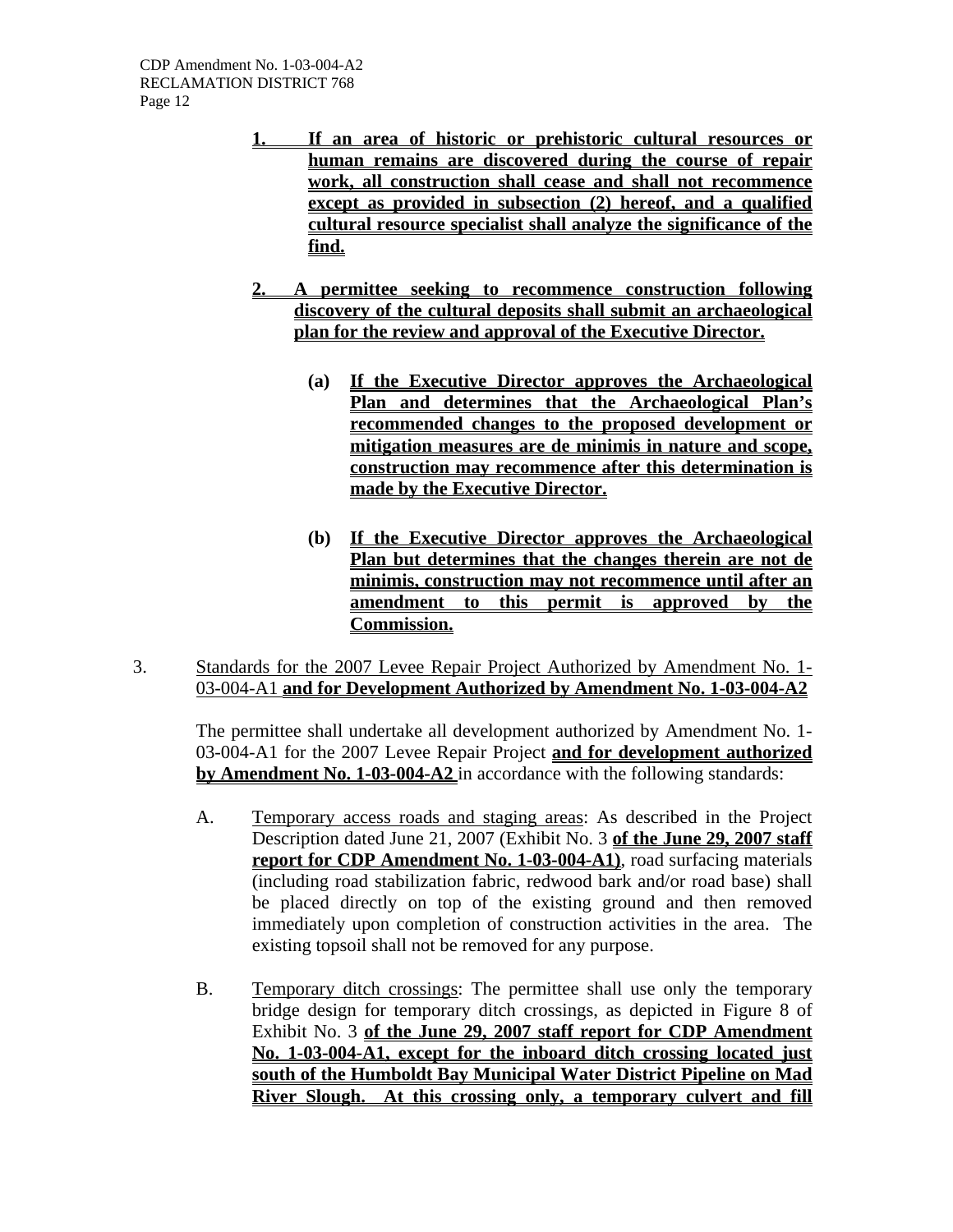**1. If an area of historic or prehistoric cultural resources or human remains are discovered during the course of repair work, all construction shall cease and shall not recommence except as provided in subsection (2) hereof, and a qualified cultural resource specialist shall analyze the significance of the find.**

**2. A permittee seeking to recommence construction following discovery of the cultural deposits shall submit an archaeological plan for the review and approval of the Executive Director.**

**(a) If the Executive Director approves the Archaeological Plan and determines that the Archaeological Plan's recommended changes to the proposed development or mitigation measures are de minimis in nature and scope, construction may recommence after this determination is made by the Executive Director.**

**(b) If the Executive Director approves the Archaeological Plan but determines that the changes therein are not de minimis, construction may not recommence until after an amendment to this permit is approved by the Commission.**

3. Standards for the 2007 Levee Repair Project Authorized by Amendment No. 1-03-004-A1 **and for Development Authorized by Amendment No. 1-03-004-A2**

The permittee shall undertake all development authorized by Amendment No. 1-03-004-A1 for the 2007 Levee Repair Project **and for development authorized by Amendment No. 1-03-004-A2** in accordance with the following standards:

A. Temporary access roads and staging areas: As described in the Project Description dated June 21, 2007 (Exhibit No. 3 **of the June 29, 2007 staff report for CDP Amendment No. 1-03-004-A1)**, road surfacing materials (including road stabilization fabric, redwood bark and/or road base) shall be placed directly on top of the existing ground and then removed immediately upon completion of construction activities in the area. The existing topsoil shall not be removed for any purpose.

B. Temporary ditch crossings: The permittee shall use only the temporary bridge design for temporary ditch crossings, as depicted in Figure 8 of Exhibit No. 3 **of the June 29, 2007 staff report for CDP Amendment No. 1-03-004-A1, except for the inboard ditch crossing located just south of the Humboldt Bay Municipal Water District Pipeline on Mad River Slough. At this crossing only, a temporary culvert and fill**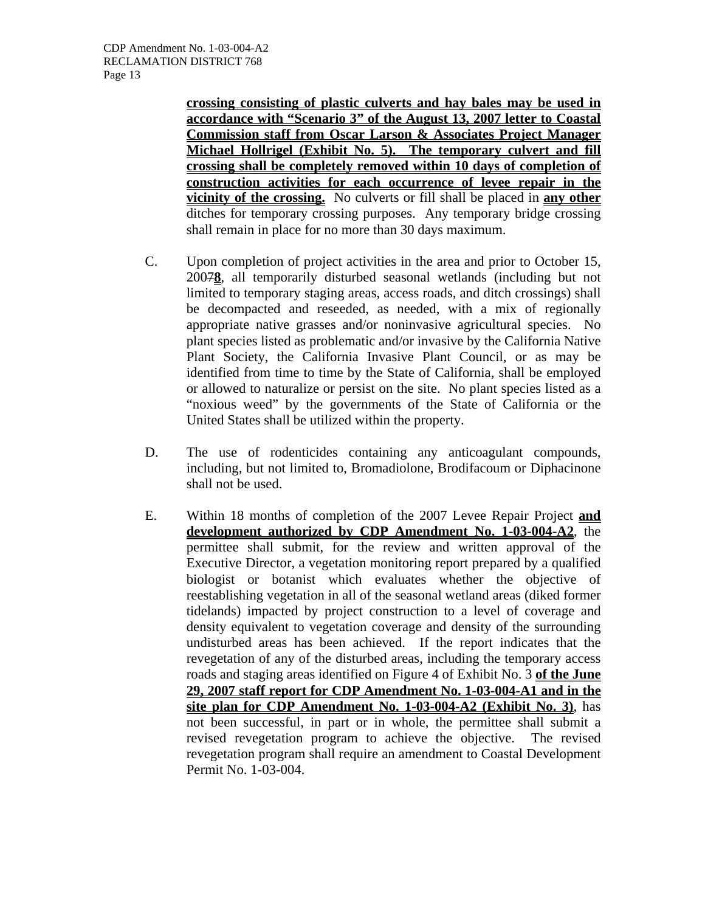**crossing consisting of plastic culverts and hay bales may be used in accordance with "Scenario 3" of the August 13, 2007 letter to Coastal Commission staff from Oscar Larson & Associates Project Manager Michael Hollrigel (Exhibit No. 5). The temporary culvert and fill crossing shall be completely removed within 10 days of completion of construction activities for each occurrence of levee repair in the vicinity of the crossing.** No culverts or fill shall be placed in **any other** ditches for temporary crossing purposes. Any temporary bridge crossing shall remain in place for no more than 30 days maximum.

C. Upon completion of project activities in the area and prior to October 15, 2007**8**, all temporarily disturbed seasonal wetlands (including but not limited to temporary staging areas, access roads, and ditch crossings) shall be decompacted and reseeded, as needed, with a mix of regionally appropriate native grasses and/or noninvasive agricultural species. No plant species listed as problematic and/or invasive by the California Native Plant Society, the California Invasive Plant Council, or as may be identified from time to time by the State of California, shall be employed or allowed to naturalize or persist on the site. No plant species listed as a "noxious weed" by the governments of the State of California or the United States shall be utilized within the property.

D. The use of rodenticides containing any anticoagulant compounds, including, but not limited to, Bromadiolone, Brodifacoum or Diphacinone shall not be used.

E. Within 18 months of completion of the 2007 Levee Repair Project **and development authorized by CDP Amendment No. 1-03-004-A2**, the permittee shall submit, for the review and written approval of the Executive Director, a vegetation monitoring report prepared by a qualified biologist or botanist which evaluates whether the objective of reestablishing vegetation in all of the seasonal wetland areas (diked former tidelands) impacted by project construction to a level of coverage and density equivalent to vegetation coverage and density of the surrounding undisturbed areas has been achieved. If the report indicates that the revegetation of any of the disturbed areas, including the temporary access roads and staging areas identified on Figure 4 of Exhibit No. 3 **of the June 29, 2007 staff report for CDP Amendment No. 1-03-004-A1 and in the site plan for CDP Amendment No. 1-03-004-A2 (Exhibit No. 3)**, has not been successful, in part or in whole, the permittee shall submit a revised revegetation program to achieve the objective. The revised revegetation program shall require an amendment to Coastal Development Permit No. 1-03-004.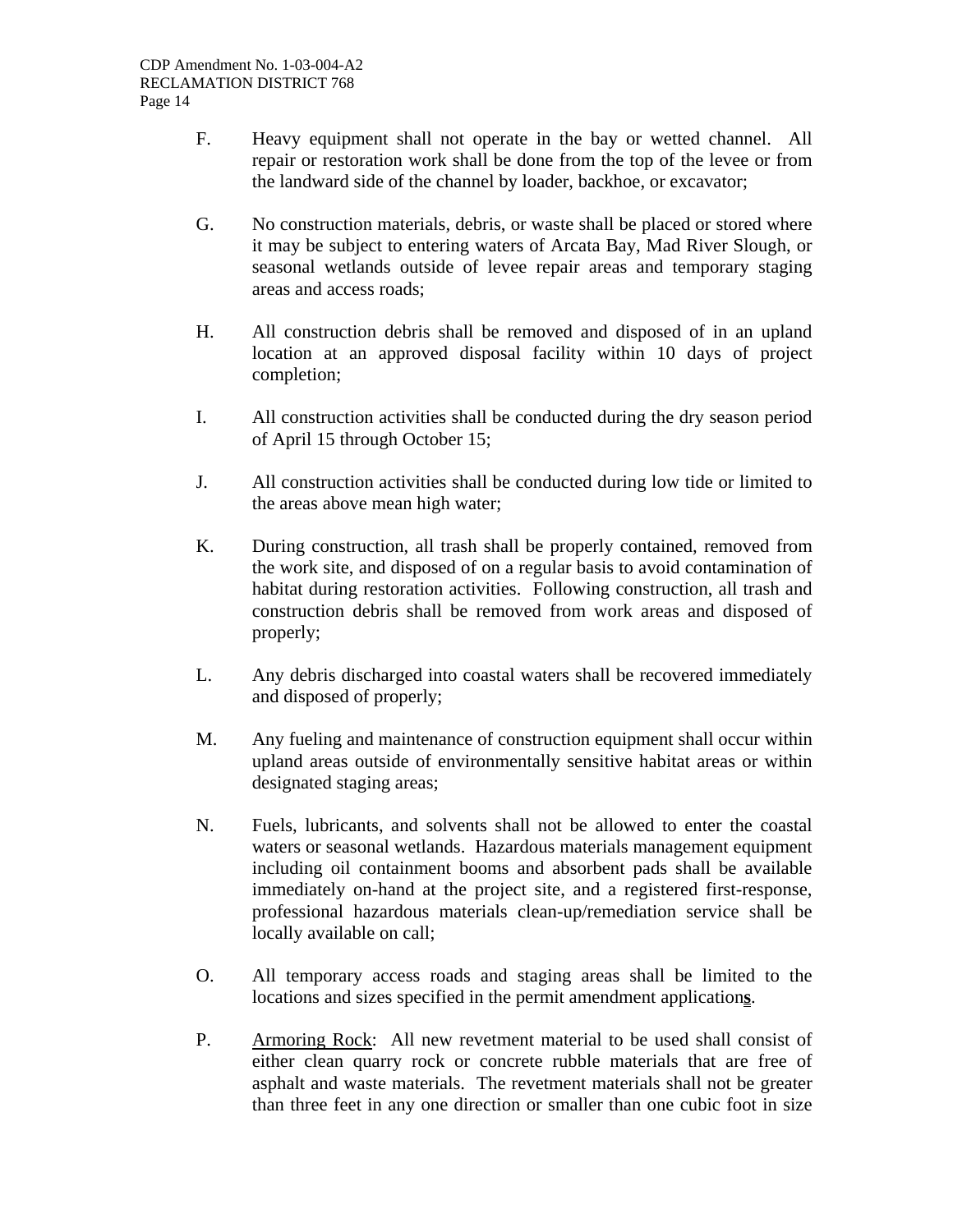F. Heavy equipment shall not operate in the bay or wetted channel. All repair or restoration work shall be done from the top of the levee or from the landward side of the channel by loader, backhoe, or excavator;

G. No construction materials, debris, or waste shall be placed or stored where it may be subject to entering waters of Arcata Bay, Mad River Slough, or seasonal wetlands outside of levee repair areas and temporary staging areas and access roads;

H. All construction debris shall be removed and disposed of in an upland location at an approved disposal facility within 10 days of project completion;

I. All construction activities shall be conducted during the dry season period of April 15 through October 15;

J. All construction activities shall be conducted during low tide or limited to the areas above mean high water;

K. During construction, all trash shall be properly contained, removed from the work site, and disposed of on a regular basis to avoid contamination of habitat during restoration activities. Following construction, all trash and construction debris shall be removed from work areas and disposed of properly;

L. Any debris discharged into coastal waters shall be recovered immediately and disposed of properly;

M. Any fueling and maintenance of construction equipment shall occur within upland areas outside of environmentally sensitive habitat areas or within designated staging areas;

N. Fuels, lubricants, and solvents shall not be allowed to enter the coastal waters or seasonal wetlands. Hazardous materials management equipment including oil containment booms and absorbent pads shall be available immediately on-hand at the project site, and a registered first-response, professional hazardous materials clean-up/remediation service shall be locally available on call;

O. All temporary access roads and staging areas shall be limited to the locations and sizes specified in the permit amendment application**s**.

P. Armoring Rock: All new revetment material to be used shall consist of either clean quarry rock or concrete rubble materials that are free of asphalt and waste materials. The revetment materials shall not be greater than three feet in any one direction or smaller than one cubic foot in size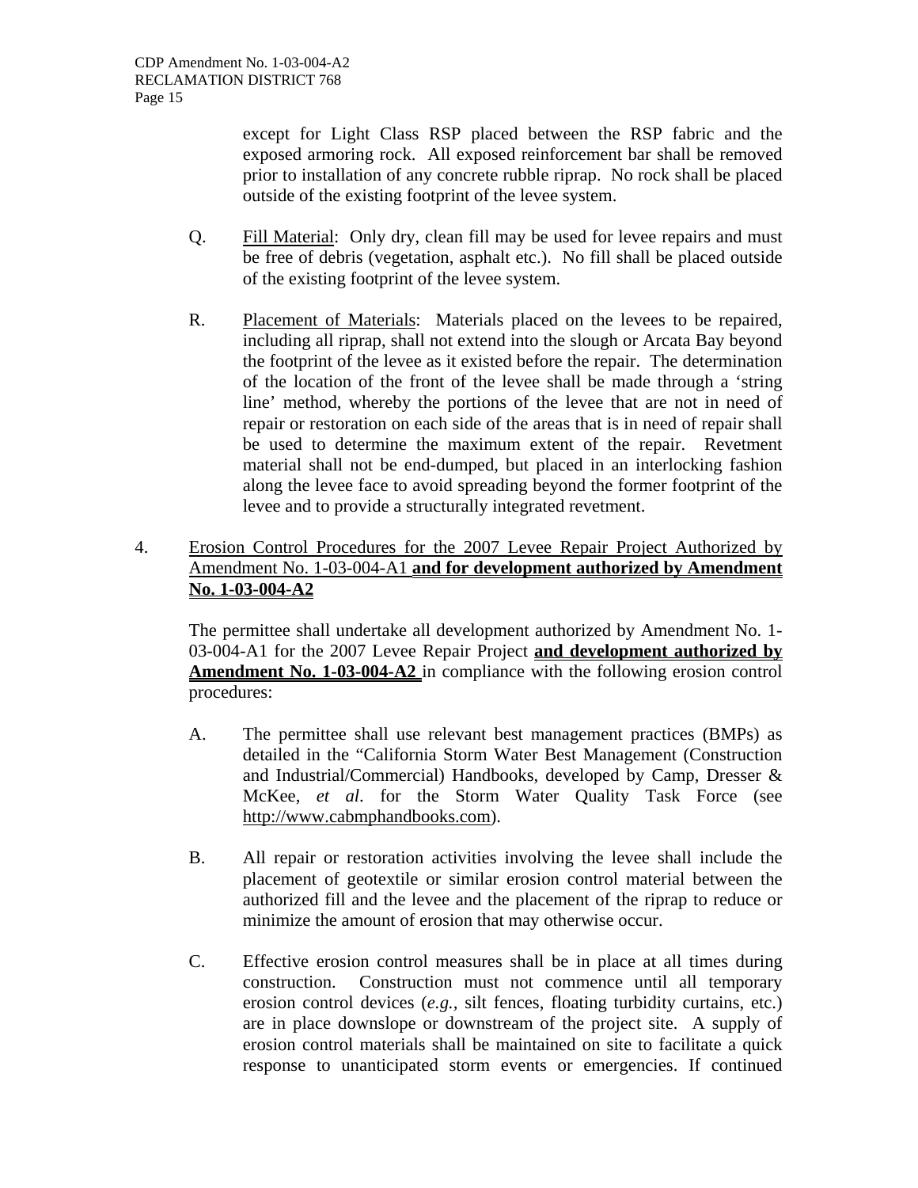except for Light Class RSP placed between the RSP fabric and the exposed armoring rock. All exposed reinforcement bar shall be removed prior to installation of any concrete rubble riprap. No rock shall be placed outside of the existing footprint of the levee system.

Q. Fill Material: Only dry, clean fill may be used for levee repairs and must be free of debris (vegetation, asphalt etc.). No fill shall be placed outside of the existing footprint of the levee system.

R. Placement of Materials: Materials placed on the levees to be repaired, including all riprap, shall not extend into the slough or Arcata Bay beyond the footprint of the levee as it existed before the repair. The determination of the location of the front of the levee shall be made through a 'string line' method, whereby the portions of the levee that are not in need of repair or restoration on each side of the areas that is in need of repair shall be used to determine the maximum extent of the repair. Revetment material shall not be end-dumped, but placed in an interlocking fashion along the levee face to avoid spreading beyond the former footprint of the levee and to provide a structurally integrated revetment.

4. Erosion Control Procedures for the 2007 Levee Repair Project Authorized by Amendment No. 1-03-004-A1 **and for development authorized by Amendment No. 1-03-004-A2**

The permittee shall undertake all development authorized by Amendment No. 1-03-004-A1 for the 2007 Levee Repair Project **and development authorized by Amendment No. 1-03-004-A2** in compliance with the following erosion control procedures:

A. The permittee shall use relevant best management practices (BMPs) as detailed in the "California Storm Water Best Management (Construction and Industrial/Commercial) Handbooks, developed by Camp, Dresser & McKee, *et al*. for the Storm Water Quality Task Force (see http://www.cabmphandbooks.com).

B. All repair or restoration activities involving the levee shall include the placement of geotextile or similar erosion control material between the authorized fill and the levee and the placement of the riprap to reduce or minimize the amount of erosion that may otherwise occur.

C. Effective erosion control measures shall be in place at all times during construction. Construction must not commence until all temporary erosion control devices (*e.g.*, silt fences, floating turbidity curtains, etc.) are in place downslope or downstream of the project site. A supply of erosion control materials shall be maintained on site to facilitate a quick response to unanticipated storm events or emergencies. If continued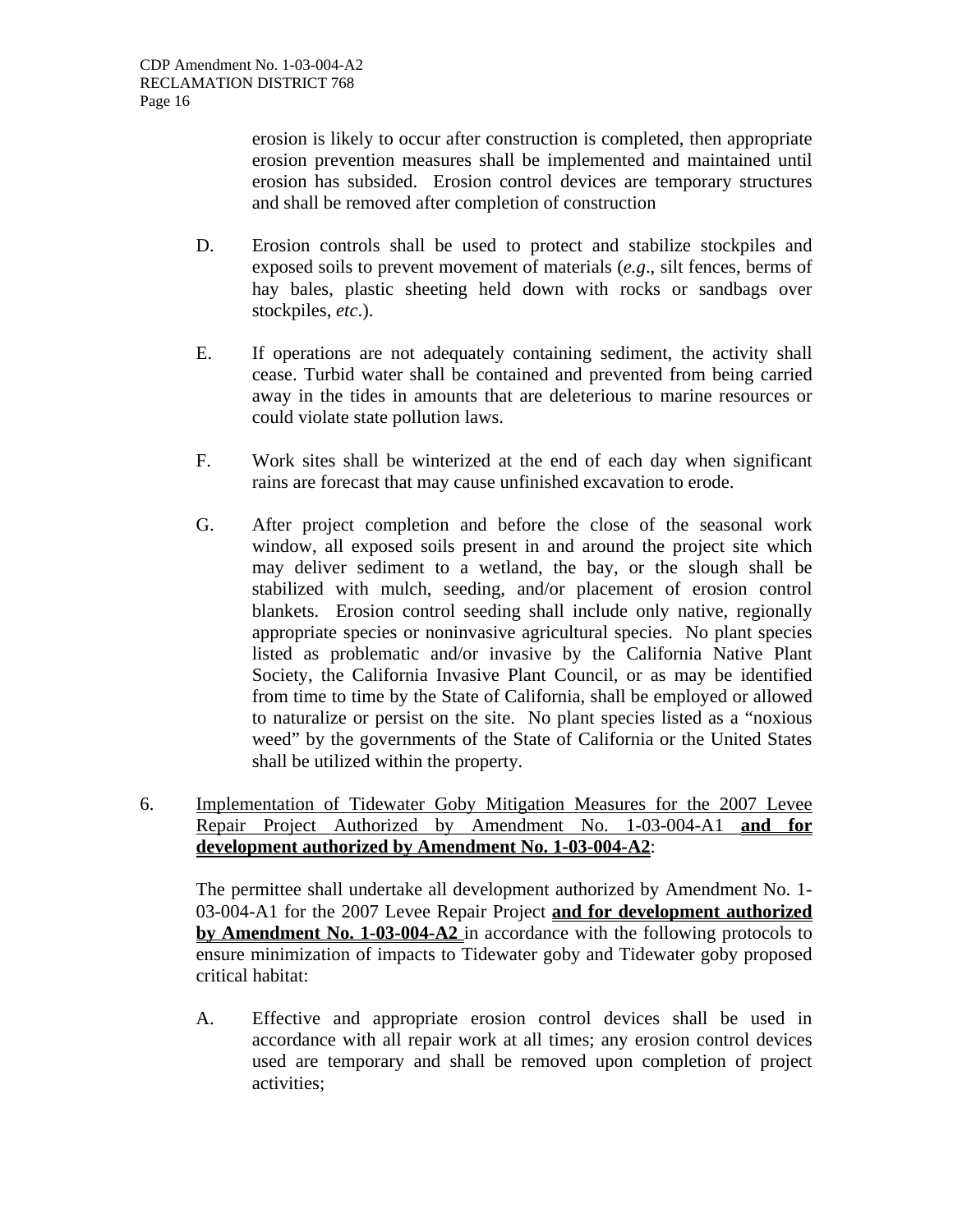erosion is likely to occur after construction is completed, then appropriate erosion prevention measures shall be implemented and maintained until erosion has subsided. Erosion control devices are temporary structures and shall be removed after completion of construction

D. Erosion controls shall be used to protect and stabilize stockpiles and exposed soils to prevent movement of materials (*e.g*., silt fences, berms of hay bales, plastic sheeting held down with rocks or sandbags over stockpiles, *etc*.).

E. If operations are not adequately containing sediment, the activity shall cease. Turbid water shall be contained and prevented from being carried away in the tides in amounts that are deleterious to marine resources or could violate state pollution laws.

F. Work sites shall be winterized at the end of each day when significant rains are forecast that may cause unfinished excavation to erode.

G. After project completion and before the close of the seasonal work window, all exposed soils present in and around the project site which may deliver sediment to a wetland, the bay, or the slough shall be stabilized with mulch, seeding, and/or placement of erosion control blankets. Erosion control seeding shall include only native, regionally appropriate species or noninvasive agricultural species. No plant species listed as problematic and/or invasive by the California Native Plant Society, the California Invasive Plant Council, or as may be identified from time to time by the State of California, shall be employed or allowed to naturalize or persist on the site. No plant species listed as a "noxious weed" by the governments of the State of California or the United States shall be utilized within the property.

6. Implementation of Tidewater Goby Mitigation Measures for the 2007 Levee Repair Project Authorized by Amendment No. 1-03-004-A1 **and for development authorized by Amendment No. 1-03-004-A2**:

The permittee shall undertake all development authorized by Amendment No. 1-03-004-A1 for the 2007 Levee Repair Project **and for development authorized by Amendment No. 1-03-004-A2** in accordance with the following protocols to ensure minimization of impacts to Tidewater goby and Tidewater goby proposed critical habitat:

A. Effective and appropriate erosion control devices shall be used in accordance with all repair work at all times; any erosion control devices used are temporary and shall be removed upon completion of project activities;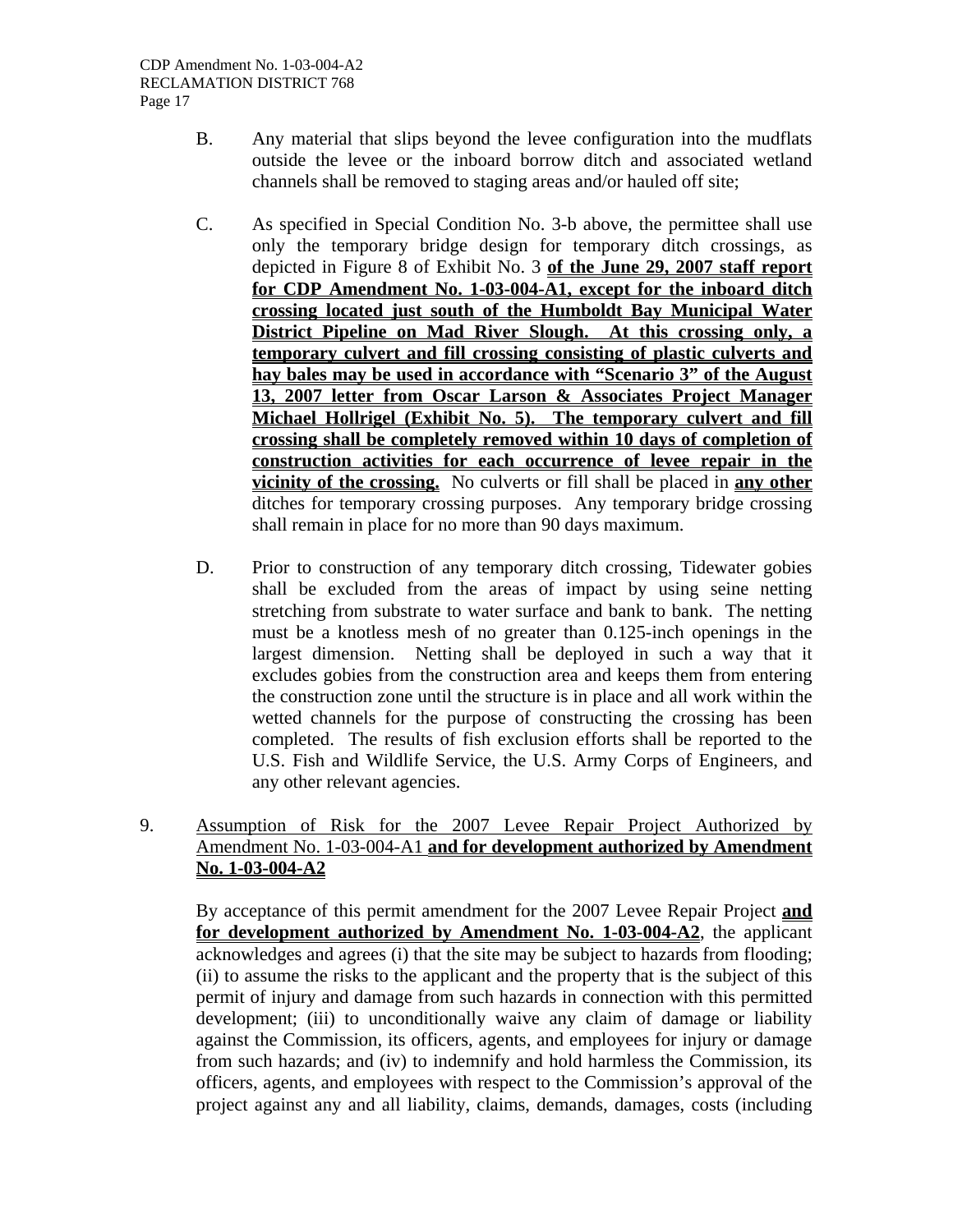B. Any material that slips beyond the levee configuration into the mudflats outside the levee or the inboard borrow ditch and associated wetland channels shall be removed to staging areas and/or hauled off site;

C. As specified in Special Condition No. 3-b above, the permittee shall use only the temporary bridge design for temporary ditch crossings, as depicted in Figure 8 of Exhibit No. 3 **of the June 29, 2007 staff report for CDP Amendment No. 1-03-004-A1, except for the inboard ditch crossing located just south of the Humboldt Bay Municipal Water District Pipeline on Mad River Slough. At this crossing only, a temporary culvert and fill crossing consisting of plastic culverts and hay bales may be used in accordance with "Scenario 3" of the August 13, 2007 letter from Oscar Larson & Associates Project Manager Michael Hollrigel (Exhibit No. 5). The temporary culvert and fill crossing shall be completely removed within 10 days of completion of construction activities for each occurrence of levee repair in the vicinity of the crossing.** No culverts or fill shall be placed in **any other** ditches for temporary crossing purposes. Any temporary bridge crossing shall remain in place for no more than 90 days maximum.

D. Prior to construction of any temporary ditch crossing, Tidewater gobies shall be excluded from the areas of impact by using seine netting stretching from substrate to water surface and bank to bank. The netting must be a knotless mesh of no greater than 0.125-inch openings in the largest dimension. Netting shall be deployed in such a way that it excludes gobies from the construction area and keeps them from entering the construction zone until the structure is in place and all work within the wetted channels for the purpose of constructing the crossing has been completed. The results of fish exclusion efforts shall be reported to the U.S. Fish and Wildlife Service, the U.S. Army Corps of Engineers, and any other relevant agencies.

9. Assumption of Risk for the 2007 Levee Repair Project Authorized by Amendment No. 1-03-004-A1 **and for development authorized by Amendment No. 1-03-004-A2**

By acceptance of this permit amendment for the 2007 Levee Repair Project **and for development authorized by Amendment No. 1-03-004-A2**, the applicant acknowledges and agrees (i) that the site may be subject to hazards from flooding; (ii) to assume the risks to the applicant and the property that is the subject of this permit of injury and damage from such hazards in connection with this permitted development; (iii) to unconditionally waive any claim of damage or liability against the Commission, its officers, agents, and employees for injury or damage from such hazards; and (iv) to indemnify and hold harmless the Commission, its officers, agents, and employees with respect to the Commission's approval of the project against any and all liability, claims, demands, damages, costs (including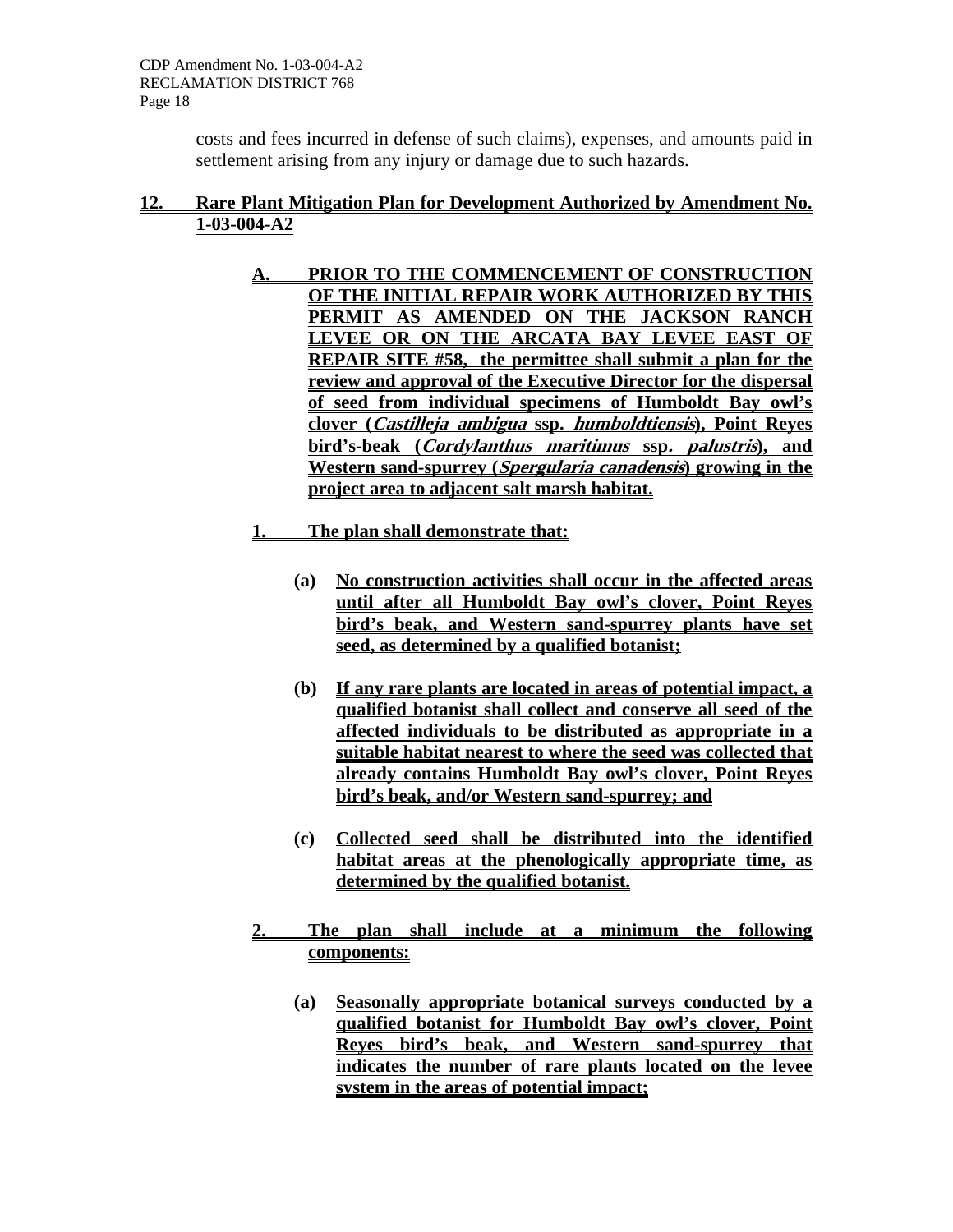costs and fees incurred in defense of such claims), expenses, and amounts paid in settlement arising from any injury or damage due to such hazards.

**12. Rare Plant Mitigation Plan for Development Authorized by Amendment No. 1-03-004-A2**

**A. PRIOR TO THE COMMENCEMENT OF CONSTRUCTION OF THE INITIAL REPAIR WORK AUTHORIZED BY THIS PERMIT AS AMENDED ON THE JACKSON RANCH LEVEE OR ON THE ARCATA BAY LEVEE EAST OF REPAIR SITE #58, the permittee shall submit a plan for the review and approval of the Executive Director for the dispersal of seed from individual specimens of Humboldt Bay owl's clover (*Castilleja ambigua* ssp. *humboldtiensis*), Point Reyes bird's-beak (*Cordylanthus maritimus* ssp. *palustris*), and Western sand-spurrey (*Spergularia canadensis*) growing in the project area to adjacent salt marsh habitat.**

**1. The plan shall demonstrate that:**

- **(a) No construction activities shall occur in the affected areas until after all Humboldt Bay owl's clover, Point Reyes bird's beak, and Western sand-spurrey plants have set seed, as determined by a qualified botanist;**
- **(b) If any rare plants are located in areas of potential impact, a qualified botanist shall collect and conserve all seed of the affected individuals to be distributed as appropriate in a suitable habitat nearest to where the seed was collected that already contains Humboldt Bay owl's clover, Point Reyes bird's beak, and/or Western sand-spurrey; and**
- **(c) Collected seed shall be distributed into the identified habitat areas at the phenologically appropriate time, as determined by the qualified botanist.**

**2. The plan shall include at a minimum the following components:**

- **(a) Seasonally appropriate botanical surveys conducted by a qualified botanist for Humboldt Bay owl's clover, Point Reyes bird's beak, and Western sand-spurrey that indicates the number of rare plants located on the levee system in the areas of potential impact;**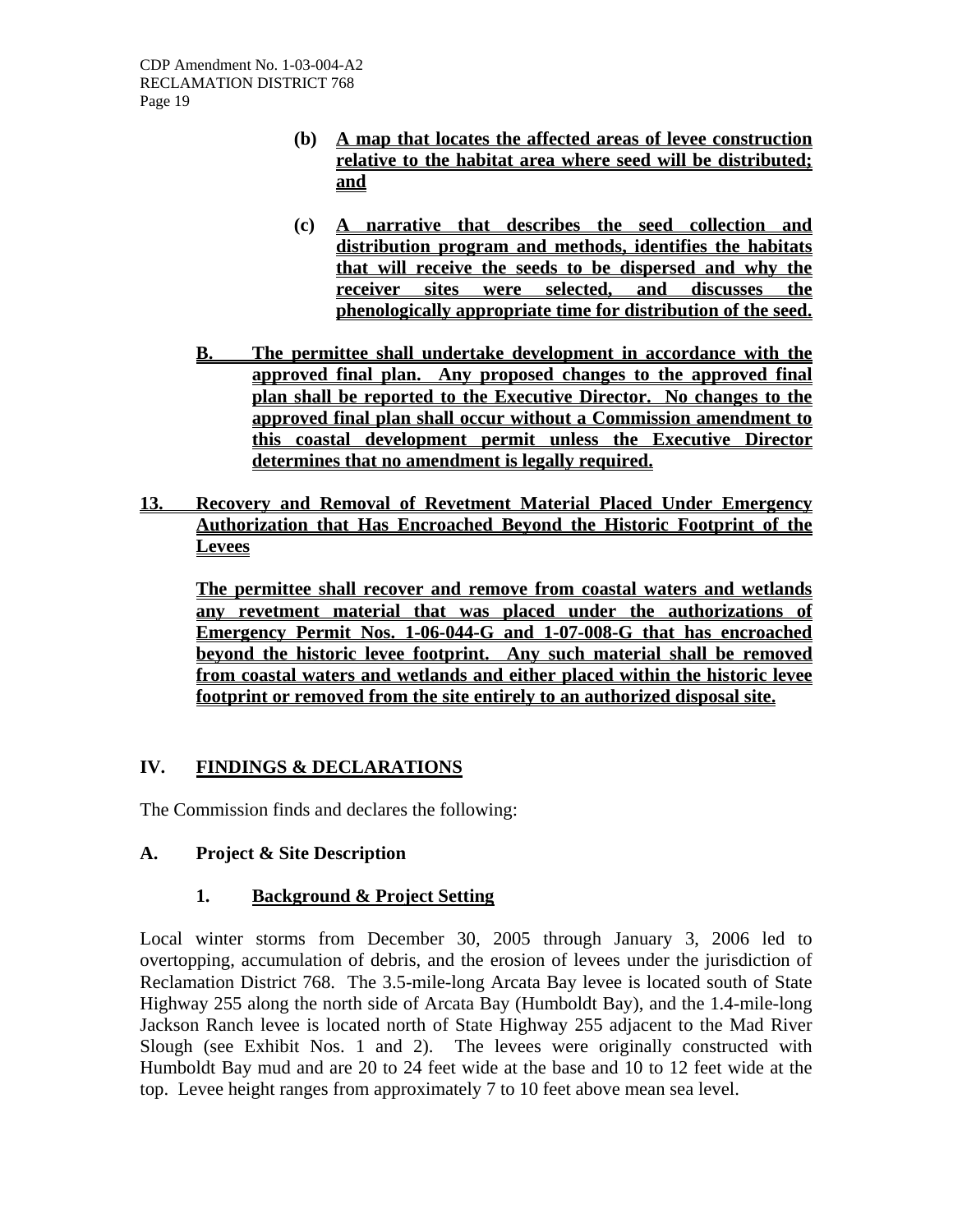**(b) A map that locates the affected areas of levee construction relative to the habitat area where seed will be distributed; and**

**(c) A narrative that describes the seed collection and distribution program and methods, identifies the habitats that will receive the seeds to be dispersed and why the receiver sites were selected, and discusses the phenologically appropriate time for distribution of the seed.**

**B. The permittee shall undertake development in accordance with the approved final plan. Any proposed changes to the approved final plan shall be reported to the Executive Director. No changes to the approved final plan shall occur without a Commission amendment to this coastal development permit unless the Executive Director determines that no amendment is legally required.**

**13. Recovery and Removal of Revetment Material Placed Under Emergency Authorization that Has Encroached Beyond the Historic Footprint of the Levees**

**The permittee shall recover and remove from coastal waters and wetlands any revetment material that was placed under the authorizations of Emergency Permit Nos. 1-06-044-G and 1-07-008-G that has encroached beyond the historic levee footprint. Any such material shall be removed from coastal waters and wetlands and either placed within the historic levee footprint or removed from the site entirely to an authorized disposal site.**

## IV. FINDINGS & DECLARATIONS

The Commission finds and declares the following:

### A. Project & Site Description

#### 1. Background & Project Setting

Local winter storms from December 30, 2005 through January 3, 2006 led to overtopping, accumulation of debris, and the erosion of levees under the jurisdiction of Reclamation District 768. The 3.5-mile-long Arcata Bay levee is located south of State Highway 255 along the north side of Arcata Bay (Humboldt Bay), and the 1.4-mile-long Jackson Ranch levee is located north of State Highway 255 adjacent to the Mad River Slough (see Exhibit Nos. 1 and 2). The levees were originally constructed with Humboldt Bay mud and are 20 to 24 feet wide at the base and 10 to 12 feet wide at the top. Levee height ranges from approximately 7 to 10 feet above mean sea level.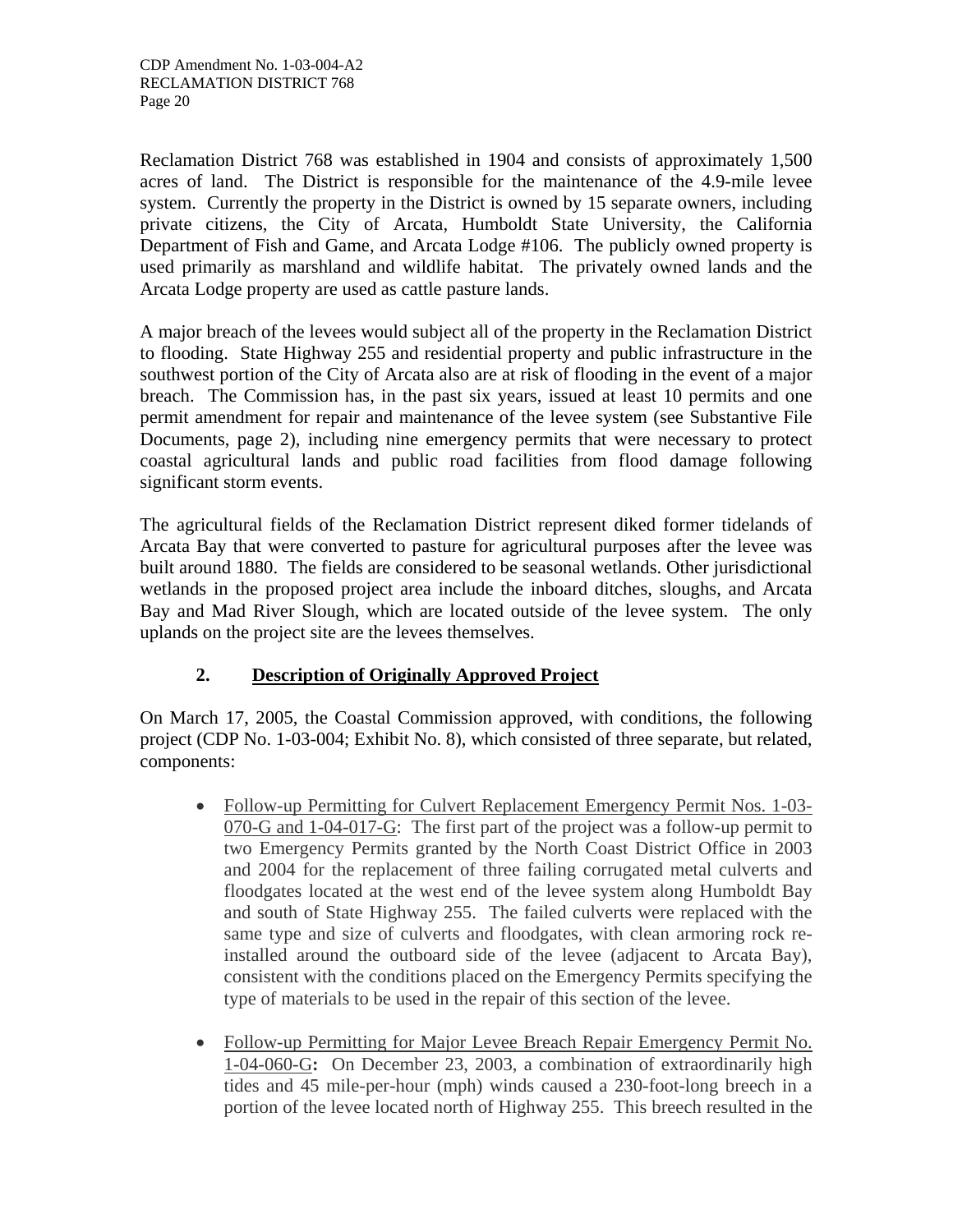Reclamation District 768 was established in 1904 and consists of approximately 1,500 acres of land. The District is responsible for the maintenance of the 4.9-mile levee system. Currently the property in the District is owned by 15 separate owners, including private citizens, the City of Arcata, Humboldt State University, the California Department of Fish and Game, and Arcata Lodge #106. The publicly owned property is used primarily as marshland and wildlife habitat. The privately owned lands and the Arcata Lodge property are used as cattle pasture lands.

A major breach of the levees would subject all of the property in the Reclamation District to flooding. State Highway 255 and residential property and public infrastructure in the southwest portion of the City of Arcata also are at risk of flooding in the event of a major breach. The Commission has, in the past six years, issued at least 10 permits and one permit amendment for repair and maintenance of the levee system (see Substantive File Documents, page 2), including nine emergency permits that were necessary to protect coastal agricultural lands and public road facilities from flood damage following significant storm events.

The agricultural fields of the Reclamation District represent diked former tidelands of Arcata Bay that were converted to pasture for agricultural purposes after the levee was built around 1880. The fields are considered to be seasonal wetlands. Other jurisdictional wetlands in the proposed project area include the inboard ditches, sloughs, and Arcata Bay and Mad River Slough, which are located outside of the levee system. The only uplands on the project site are the levees themselves.

## 2. Description of Originally Approved Project

On March 17, 2005, the Coastal Commission approved, with conditions, the following project (CDP No. 1-03-004; Exhibit No. 8), which consisted of three separate, but related, components:

- Follow-up Permitting for Culvert Replacement Emergency Permit Nos. 1-03-070-G and 1-04-017-G: The first part of the project was a follow-up permit to two Emergency Permits granted by the North Coast District Office in 2003 and 2004 for the replacement of three failing corrugated metal culverts and floodgates located at the west end of the levee system along Humboldt Bay and south of State Highway 255. The failed culverts were replaced with the same type and size of culverts and floodgates, with clean armoring rock re-installed around the outboard side of the levee (adjacent to Arcata Bay), consistent with the conditions placed on the Emergency Permits specifying the type of materials to be used in the repair of this section of the levee.

- Follow-up Permitting for Major Levee Breach Repair Emergency Permit No. 1-04-060-G**:** On December 23, 2003, a combination of extraordinarily high tides and 45 mile-per-hour (mph) winds caused a 230-foot-long breech in a portion of the levee located north of Highway 255. This breech resulted in the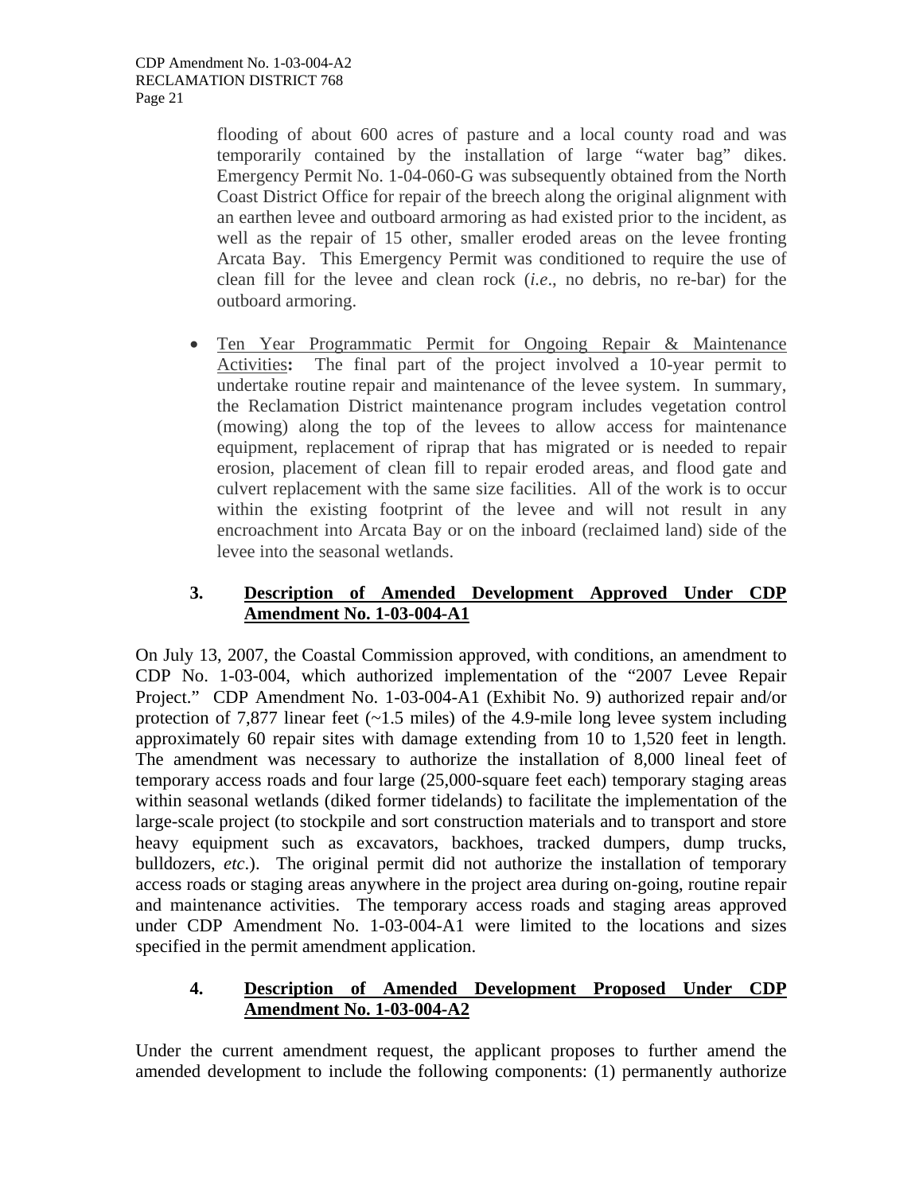flooding of about 600 acres of pasture and a local county road and was temporarily contained by the installation of large "water bag" dikes. Emergency Permit No. 1-04-060-G was subsequently obtained from the North Coast District Office for repair of the breech along the original alignment with an earthen levee and outboard armoring as had existed prior to the incident, as well as the repair of 15 other, smaller eroded areas on the levee fronting Arcata Bay. This Emergency Permit was conditioned to require the use of clean fill for the levee and clean rock (*i.e*., no debris, no re-bar) for the outboard armoring.

- Ten Year Programmatic Permit for Ongoing Repair & Maintenance Activities**:** The final part of the project involved a 10-year permit to undertake routine repair and maintenance of the levee system. In summary, the Reclamation District maintenance program includes vegetation control (mowing) along the top of the levees to allow access for maintenance equipment, replacement of riprap that has migrated or is needed to repair erosion, placement of clean fill to repair eroded areas, and flood gate and culvert replacement with the same size facilities. All of the work is to occur within the existing footprint of the levee and will not result in any encroachment into Arcata Bay or on the inboard (reclaimed land) side of the levee into the seasonal wetlands.

### 3. Description of Amended Development Approved Under CDP Amendment No. 1-03-004-A1

On July 13, 2007, the Coastal Commission approved, with conditions, an amendment to CDP No. 1-03-004, which authorized implementation of the "2007 Levee Repair Project." CDP Amendment No. 1-03-004-A1 (Exhibit No. 9) authorized repair and/or protection of 7,877 linear feet (~1.5 miles) of the 4.9-mile long levee system including approximately 60 repair sites with damage extending from 10 to 1,520 feet in length. The amendment was necessary to authorize the installation of 8,000 lineal feet of temporary access roads and four large (25,000-square feet each) temporary staging areas within seasonal wetlands (diked former tidelands) to facilitate the implementation of the large-scale project (to stockpile and sort construction materials and to transport and store heavy equipment such as excavators, backhoes, tracked dumpers, dump trucks, bulldozers, *etc*.). The original permit did not authorize the installation of temporary access roads or staging areas anywhere in the project area during on-going, routine repair and maintenance activities. The temporary access roads and staging areas approved under CDP Amendment No. 1-03-004-A1 were limited to the locations and sizes specified in the permit amendment application.

### 4. Description of Amended Development Proposed Under CDP Amendment No. 1-03-004-A2

Under the current amendment request, the applicant proposes to further amend the amended development to include the following components: (1) permanently authorize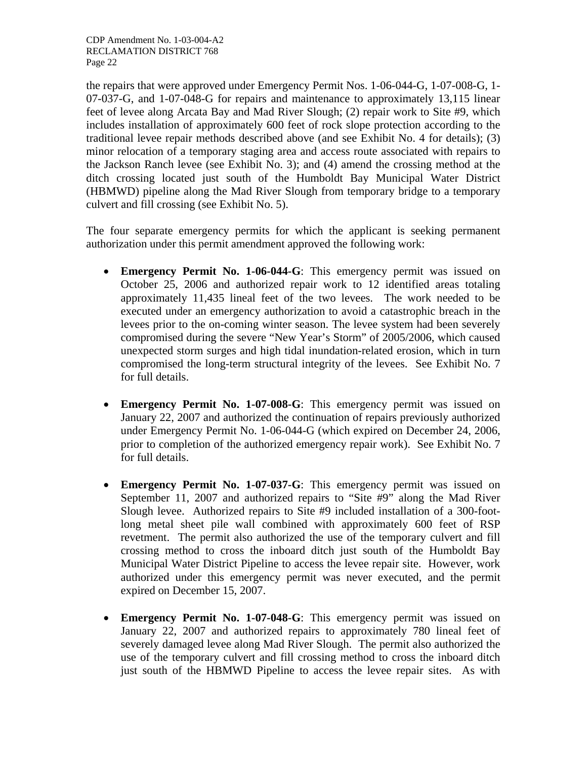the repairs that were approved under Emergency Permit Nos. 1-06-044-G, 1-07-008-G, 1-07-037-G, and 1-07-048-G for repairs and maintenance to approximately 13,115 linear feet of levee along Arcata Bay and Mad River Slough; (2) repair work to Site #9, which includes installation of approximately 600 feet of rock slope protection according to the traditional levee repair methods described above (and see Exhibit No. 4 for details); (3) minor relocation of a temporary staging area and access route associated with repairs to the Jackson Ranch levee (see Exhibit No. 3); and (4) amend the crossing method at the ditch crossing located just south of the Humboldt Bay Municipal Water District (HBMWD) pipeline along the Mad River Slough from temporary bridge to a temporary culvert and fill crossing (see Exhibit No. 5).

The four separate emergency permits for which the applicant is seeking permanent authorization under this permit amendment approved the following work:

- **Emergency Permit No. 1-06-044-G**: This emergency permit was issued on October 25, 2006 and authorized repair work to 12 identified areas totaling approximately 11,435 lineal feet of the two levees. The work needed to be executed under an emergency authorization to avoid a catastrophic breach in the levees prior to the on-coming winter season. The levee system had been severely compromised during the severe "New Year's Storm" of 2005/2006, which caused unexpected storm surges and high tidal inundation-related erosion, which in turn compromised the long-term structural integrity of the levees. See Exhibit No. 7 for full details.

- **Emergency Permit No. 1-07-008-G**: This emergency permit was issued on January 22, 2007 and authorized the continuation of repairs previously authorized under Emergency Permit No. 1-06-044-G (which expired on December 24, 2006, prior to completion of the authorized emergency repair work). See Exhibit No. 7 for full details.

- **Emergency Permit No. 1-07-037-G**: This emergency permit was issued on September 11, 2007 and authorized repairs to "Site #9" along the Mad River Slough levee. Authorized repairs to Site #9 included installation of a 300-foot-long metal sheet pile wall combined with approximately 600 feet of RSP revetment. The permit also authorized the use of the temporary culvert and fill crossing method to cross the inboard ditch just south of the Humboldt Bay Municipal Water District Pipeline to access the levee repair site. However, work authorized under this emergency permit was never executed, and the permit expired on December 15, 2007.

- **Emergency Permit No. 1-07-048-G**: This emergency permit was issued on January 22, 2007 and authorized repairs to approximately 780 lineal feet of severely damaged levee along Mad River Slough. The permit also authorized the use of the temporary culvert and fill crossing method to cross the inboard ditch just south of the HBMWD Pipeline to access the levee repair sites. As with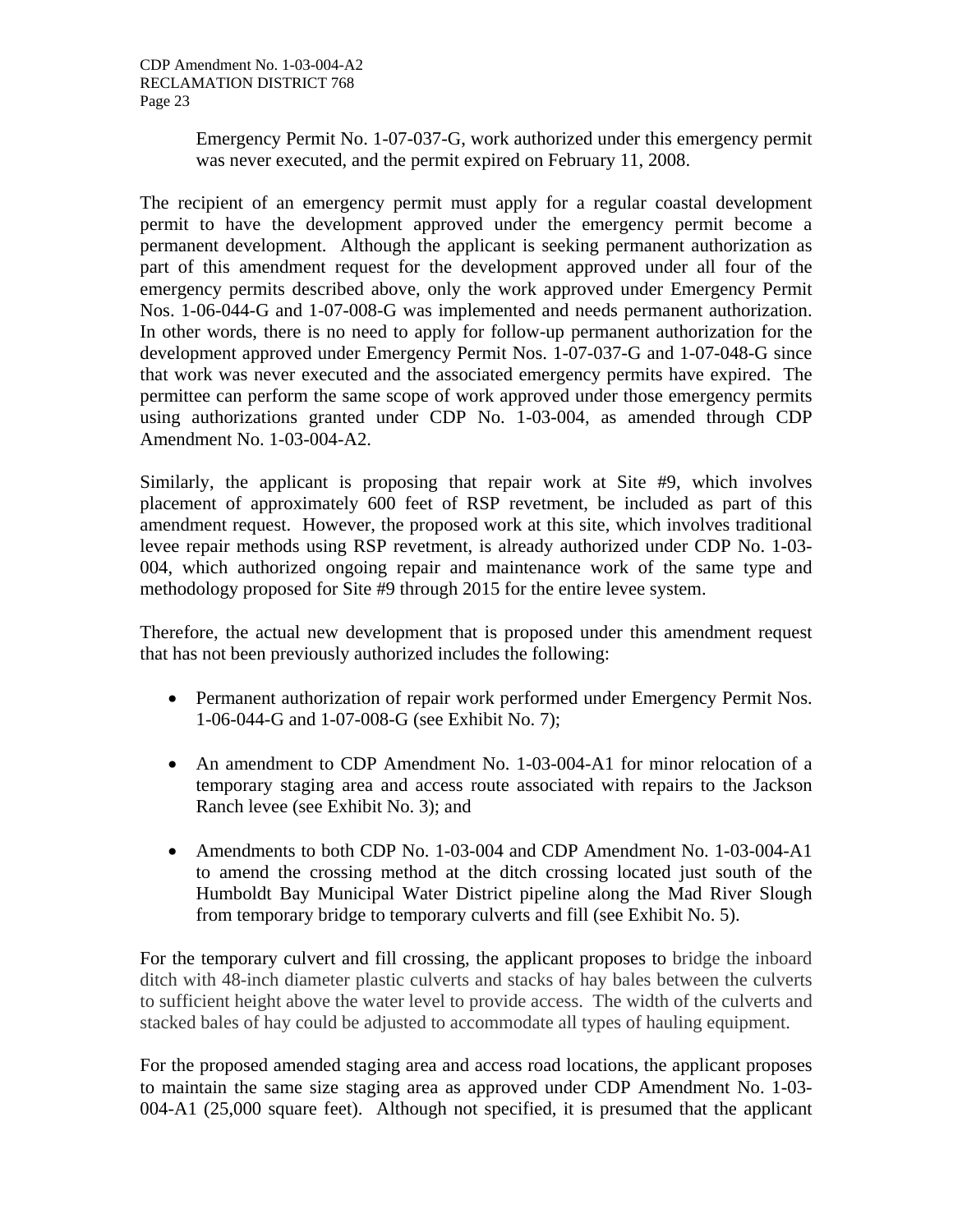Emergency Permit No. 1-07-037-G, work authorized under this emergency permit was never executed, and the permit expired on February 11, 2008.

The recipient of an emergency permit must apply for a regular coastal development permit to have the development approved under the emergency permit become a permanent development. Although the applicant is seeking permanent authorization as part of this amendment request for the development approved under all four of the emergency permits described above, only the work approved under Emergency Permit Nos. 1-06-044-G and 1-07-008-G was implemented and needs permanent authorization. In other words, there is no need to apply for follow-up permanent authorization for the development approved under Emergency Permit Nos. 1-07-037-G and 1-07-048-G since that work was never executed and the associated emergency permits have expired. The permittee can perform the same scope of work approved under those emergency permits using authorizations granted under CDP No. 1-03-004, as amended through CDP Amendment No. 1-03-004-A2.

Similarly, the applicant is proposing that repair work at Site #9, which involves placement of approximately 600 feet of RSP revetment, be included as part of this amendment request. However, the proposed work at this site, which involves traditional levee repair methods using RSP revetment, is already authorized under CDP No. 1-03-004, which authorized ongoing repair and maintenance work of the same type and methodology proposed for Site #9 through 2015 for the entire levee system.

Therefore, the actual new development that is proposed under this amendment request that has not been previously authorized includes the following:

- Permanent authorization of repair work performed under Emergency Permit Nos. 1-06-044-G and 1-07-008-G (see Exhibit No. 7);
- An amendment to CDP Amendment No. 1-03-004-A1 for minor relocation of a temporary staging area and access route associated with repairs to the Jackson Ranch levee (see Exhibit No. 3); and
- Amendments to both CDP No. 1-03-004 and CDP Amendment No. 1-03-004-A1 to amend the crossing method at the ditch crossing located just south of the Humboldt Bay Municipal Water District pipeline along the Mad River Slough from temporary bridge to temporary culverts and fill (see Exhibit No. 5).

For the temporary culvert and fill crossing, the applicant proposes to bridge the inboard ditch with 48-inch diameter plastic culverts and stacks of hay bales between the culverts to sufficient height above the water level to provide access. The width of the culverts and stacked bales of hay could be adjusted to accommodate all types of hauling equipment.

For the proposed amended staging area and access road locations, the applicant proposes to maintain the same size staging area as approved under CDP Amendment No. 1-03-004-A1 (25,000 square feet). Although not specified, it is presumed that the applicant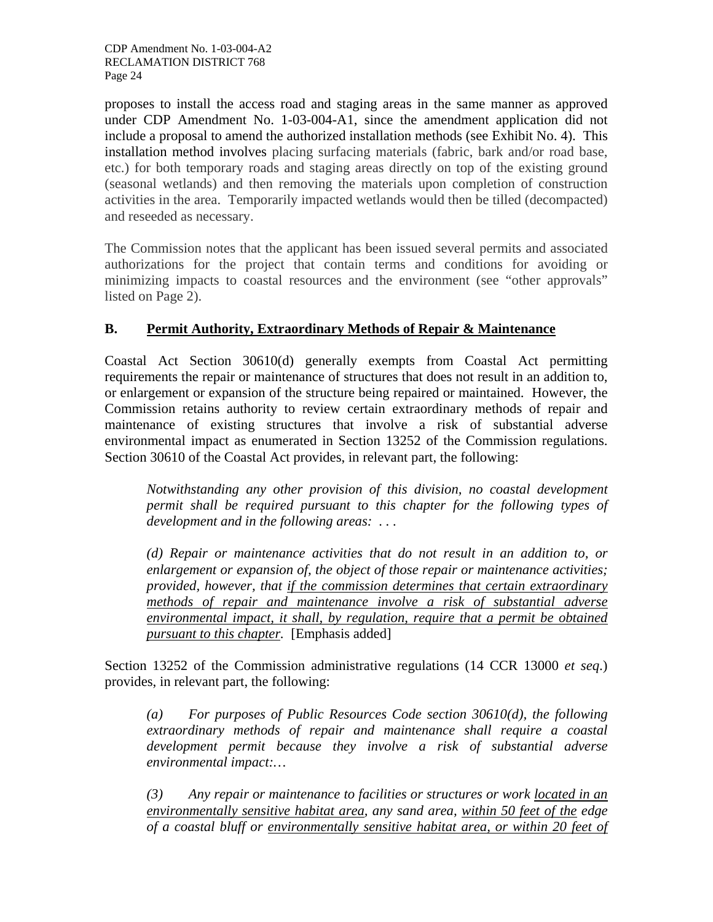proposes to install the access road and staging areas in the same manner as approved under CDP Amendment No. 1-03-004-A1, since the amendment application did not include a proposal to amend the authorized installation methods (see Exhibit No. 4). This installation method involves placing surfacing materials (fabric, bark and/or road base, etc.) for both temporary roads and staging areas directly on top of the existing ground (seasonal wetlands) and then removing the materials upon completion of construction activities in the area. Temporarily impacted wetlands would then be tilled (decompacted) and reseeded as necessary.

The Commission notes that the applicant has been issued several permits and associated authorizations for the project that contain terms and conditions for avoiding or minimizing impacts to coastal resources and the environment (see "other approvals" listed on Page 2).

## B. Permit Authority, Extraordinary Methods of Repair & Maintenance

Coastal Act Section 30610(d) generally exempts from Coastal Act permitting requirements the repair or maintenance of structures that does not result in an addition to, or enlargement or expansion of the structure being repaired or maintained. However, the Commission retains authority to review certain extraordinary methods of repair and maintenance of existing structures that involve a risk of substantial adverse environmental impact as enumerated in Section 13252 of the Commission regulations. Section 30610 of the Coastal Act provides, in relevant part, the following:

> *Notwithstanding any other provision of this division, no coastal development permit shall be required pursuant to this chapter for the following types of development and in the following areas:* . . .
>
> *(d) Repair or maintenance activities that do not result in an addition to, or enlargement or expansion of, the object of those repair or maintenance activities; provided, however, that if the commission determines that certain extraordinary methods of repair and maintenance involve a risk of substantial adverse environmental impact, it shall, by regulation, require that a permit be obtained pursuant to this chapter.* [Emphasis added]

Section 13252 of the Commission administrative regulations (14 CCR 13000 *et seq.*) provides, in relevant part, the following:

> *(a) For purposes of Public Resources Code section 30610(d), the following extraordinary methods of repair and maintenance shall require a coastal development permit because they involve a risk of substantial adverse environmental impact:…*
>
> *(3) Any repair or maintenance to facilities or structures or work located in an environmentally sensitive habitat area, any sand area, within 50 feet of the edge of a coastal bluff or environmentally sensitive habitat area, or within 20 feet of*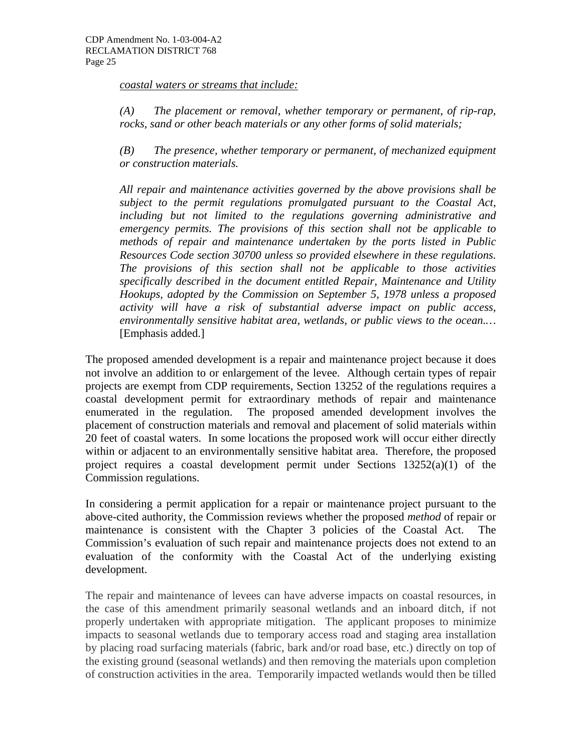*coastal waters or streams that include:*

*(A) The placement or removal, whether temporary or permanent, of rip-rap, rocks, sand or other beach materials or any other forms of solid materials;*

*(B) The presence, whether temporary or permanent, of mechanized equipment or construction materials.*

*All repair and maintenance activities governed by the above provisions shall be subject to the permit regulations promulgated pursuant to the Coastal Act, including but not limited to the regulations governing administrative and emergency permits. The provisions of this section shall not be applicable to methods of repair and maintenance undertaken by the ports listed in Public Resources Code section 30700 unless so provided elsewhere in these regulations. The provisions of this section shall not be applicable to those activities specifically described in the document entitled Repair, Maintenance and Utility Hookups, adopted by the Commission on September 5, 1978 unless a proposed activity will have a risk of substantial adverse impact on public access, environmentally sensitive habitat area, wetlands, or public views to the ocean.…* [Emphasis added.]

The proposed amended development is a repair and maintenance project because it does not involve an addition to or enlargement of the levee. Although certain types of repair projects are exempt from CDP requirements, Section 13252 of the regulations requires a coastal development permit for extraordinary methods of repair and maintenance enumerated in the regulation. The proposed amended development involves the placement of construction materials and removal and placement of solid materials within 20 feet of coastal waters. In some locations the proposed work will occur either directly within or adjacent to an environmentally sensitive habitat area. Therefore, the proposed project requires a coastal development permit under Sections 13252(a)(1) of the Commission regulations.

In considering a permit application for a repair or maintenance project pursuant to the above-cited authority, the Commission reviews whether the proposed *method* of repair or maintenance is consistent with the Chapter 3 policies of the Coastal Act. The Commission's evaluation of such repair and maintenance projects does not extend to an evaluation of the conformity with the Coastal Act of the underlying existing development.

The repair and maintenance of levees can have adverse impacts on coastal resources, in the case of this amendment primarily seasonal wetlands and an inboard ditch, if not properly undertaken with appropriate mitigation. The applicant proposes to minimize impacts to seasonal wetlands due to temporary access road and staging area installation by placing road surfacing materials (fabric, bark and/or road base, etc.) directly on top of the existing ground (seasonal wetlands) and then removing the materials upon completion of construction activities in the area. Temporarily impacted wetlands would then be tilled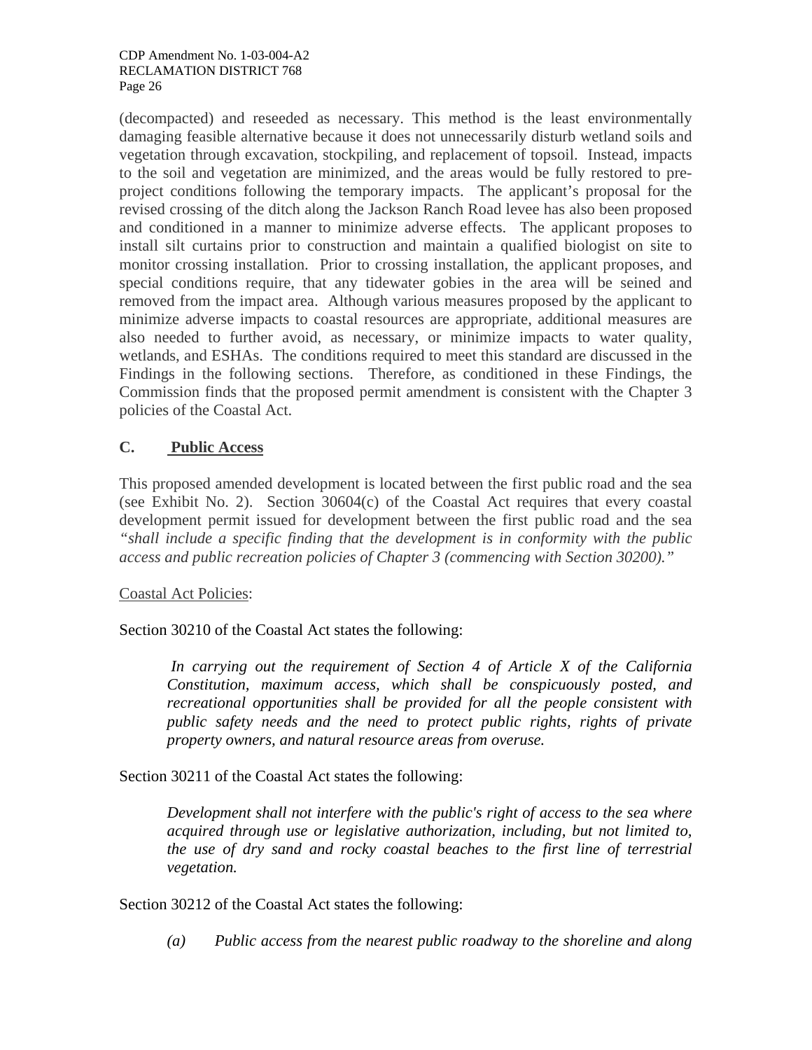(decompacted) and reseeded as necessary. This method is the least environmentally damaging feasible alternative because it does not unnecessarily disturb wetland soils and vegetation through excavation, stockpiling, and replacement of topsoil. Instead, impacts to the soil and vegetation are minimized, and the areas would be fully restored to pre-project conditions following the temporary impacts. The applicant's proposal for the revised crossing of the ditch along the Jackson Ranch Road levee has also been proposed and conditioned in a manner to minimize adverse effects. The applicant proposes to install silt curtains prior to construction and maintain a qualified biologist on site to monitor crossing installation. Prior to crossing installation, the applicant proposes, and special conditions require, that any tidewater gobies in the area will be seined and removed from the impact area. Although various measures proposed by the applicant to minimize adverse impacts to coastal resources are appropriate, additional measures are also needed to further avoid, as necessary, or minimize impacts to water quality, wetlands, and ESHAs. The conditions required to meet this standard are discussed in the Findings in the following sections. Therefore, as conditioned in these Findings, the Commission finds that the proposed permit amendment is consistent with the Chapter 3 policies of the Coastal Act.

## C. Public Access

This proposed amended development is located between the first public road and the sea (see Exhibit No. 2). Section 30604(c) of the Coastal Act requires that every coastal development permit issued for development between the first public road and the sea *"shall include a specific finding that the development is in conformity with the public access and public recreation policies of Chapter 3 (commencing with Section 30200)."*

Coastal Act Policies:

Section 30210 of the Coastal Act states the following:

> *In carrying out the requirement of Section 4 of Article X of the California Constitution, maximum access, which shall be conspicuously posted, and recreational opportunities shall be provided for all the people consistent with public safety needs and the need to protect public rights, rights of private property owners, and natural resource areas from overuse.*

Section 30211 of the Coastal Act states the following:

> *Development shall not interfere with the public's right of access to the sea where acquired through use or legislative authorization, including, but not limited to, the use of dry sand and rocky coastal beaches to the first line of terrestrial vegetation.*

Section 30212 of the Coastal Act states the following:

> *(a) Public access from the nearest public roadway to the shoreline and along*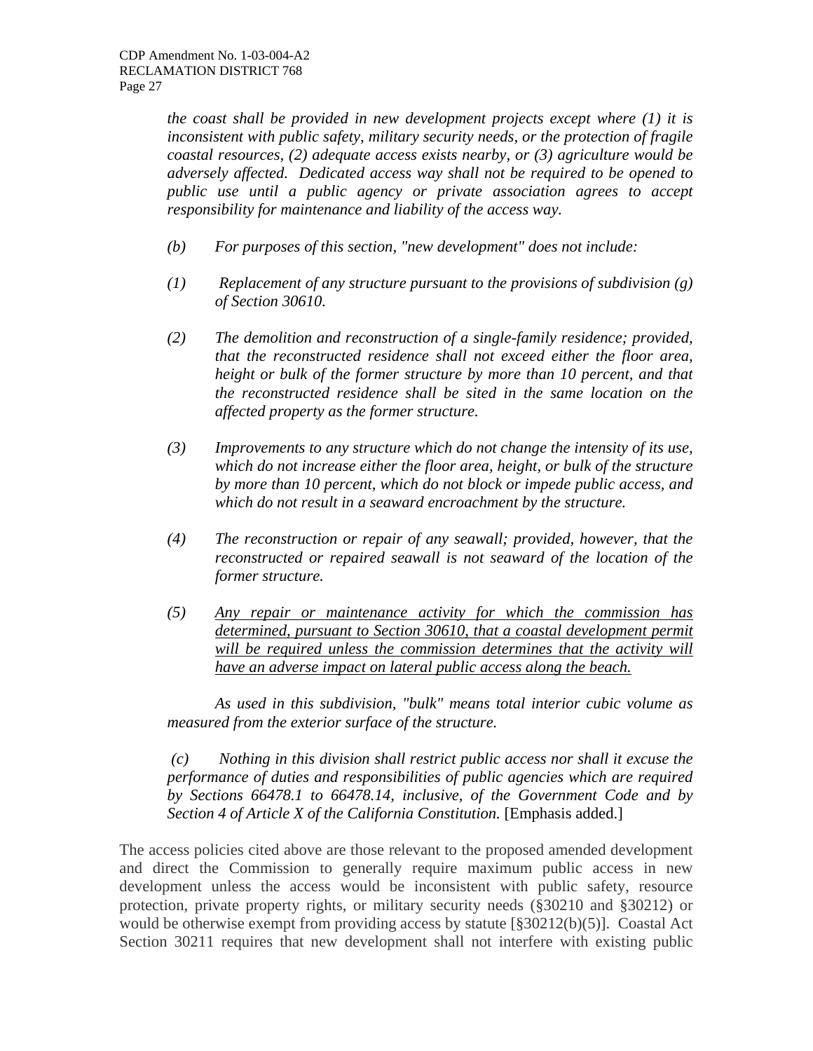*the coast shall be provided in new development projects except where (1) it is inconsistent with public safety, military security needs, or the protection of fragile coastal resources, (2) adequate access exists nearby, or (3) agriculture would be adversely affected. Dedicated access way shall not be required to be opened to public use until a public agency or private association agrees to accept responsibility for maintenance and liability of the access way.*

*(b) For purposes of this section, "new development" does not include:*

*(1) Replacement of any structure pursuant to the provisions of subdivision (g) of Section 30610.*

*(2) The demolition and reconstruction of a single-family residence; provided, that the reconstructed residence shall not exceed either the floor area, height or bulk of the former structure by more than 10 percent, and that the reconstructed residence shall be sited in the same location on the affected property as the former structure.*

*(3) Improvements to any structure which do not change the intensity of its use, which do not increase either the floor area, height, or bulk of the structure by more than 10 percent, which do not block or impede public access, and which do not result in a seaward encroachment by the structure.*

*(4) The reconstruction or repair of any seawall; provided, however, that the reconstructed or repaired seawall is not seaward of the location of the former structure.*

*(5) <u>Any repair or maintenance activity for which the commission has determined, pursuant to Section 30610, that a coastal development permit will be required unless the commission determines that the activity will have an adverse impact on lateral public access along the beach.</u>*

*As used in this subdivision, "bulk" means total interior cubic volume as measured from the exterior surface of the structure.*

*(c) Nothing in this division shall restrict public access nor shall it excuse the performance of duties and responsibilities of public agencies which are required by Sections 66478.1 to 66478.14, inclusive, of the Government Code and by Section 4 of Article X of the California Constitution.* [Emphasis added.]

The access policies cited above are those relevant to the proposed amended development and direct the Commission to generally require maximum public access in new development unless the access would be inconsistent with public safety, resource protection, private property rights, or military security needs (§30210 and §30212) or would be otherwise exempt from providing access by statute [§30212(b)(5)]. Coastal Act Section 30211 requires that new development shall not interfere with existing public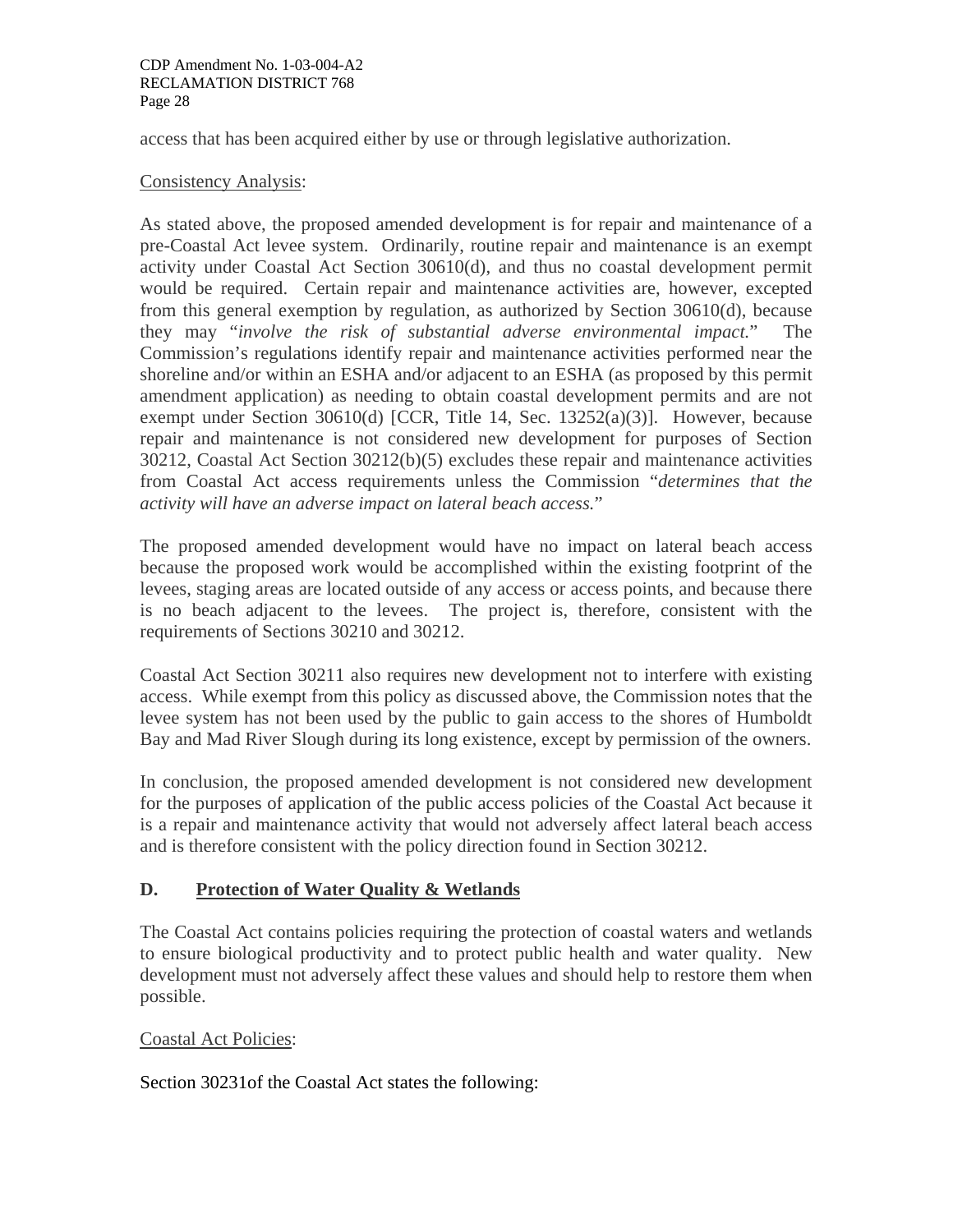access that has been acquired either by use or through legislative authorization.

Consistency Analysis:

As stated above, the proposed amended development is for repair and maintenance of a pre-Coastal Act levee system. Ordinarily, routine repair and maintenance is an exempt activity under Coastal Act Section 30610(d), and thus no coastal development permit would be required. Certain repair and maintenance activities are, however, excepted from this general exemption by regulation, as authorized by Section 30610(d), because they may "*involve the risk of substantial adverse environmental impact.*" The Commission's regulations identify repair and maintenance activities performed near the shoreline and/or within an ESHA and/or adjacent to an ESHA (as proposed by this permit amendment application) as needing to obtain coastal development permits and are not exempt under Section 30610(d) [CCR, Title 14, Sec. 13252(a)(3)]. However, because repair and maintenance is not considered new development for purposes of Section 30212, Coastal Act Section 30212(b)(5) excludes these repair and maintenance activities from Coastal Act access requirements unless the Commission "*determines that the activity will have an adverse impact on lateral beach access.*"

The proposed amended development would have no impact on lateral beach access because the proposed work would be accomplished within the existing footprint of the levees, staging areas are located outside of any access or access points, and because there is no beach adjacent to the levees. The project is, therefore, consistent with the requirements of Sections 30210 and 30212.

Coastal Act Section 30211 also requires new development not to interfere with existing access. While exempt from this policy as discussed above, the Commission notes that the levee system has not been used by the public to gain access to the shores of Humboldt Bay and Mad River Slough during its long existence, except by permission of the owners.

In conclusion, the proposed amended development is not considered new development for the purposes of application of the public access policies of the Coastal Act because it is a repair and maintenance activity that would not adversely affect lateral beach access and is therefore consistent with the policy direction found in Section 30212.

## D. Protection of Water Quality & Wetlands

The Coastal Act contains policies requiring the protection of coastal waters and wetlands to ensure biological productivity and to protect public health and water quality. New development must not adversely affect these values and should help to restore them when possible.

Coastal Act Policies:

Section 30231of the Coastal Act states the following: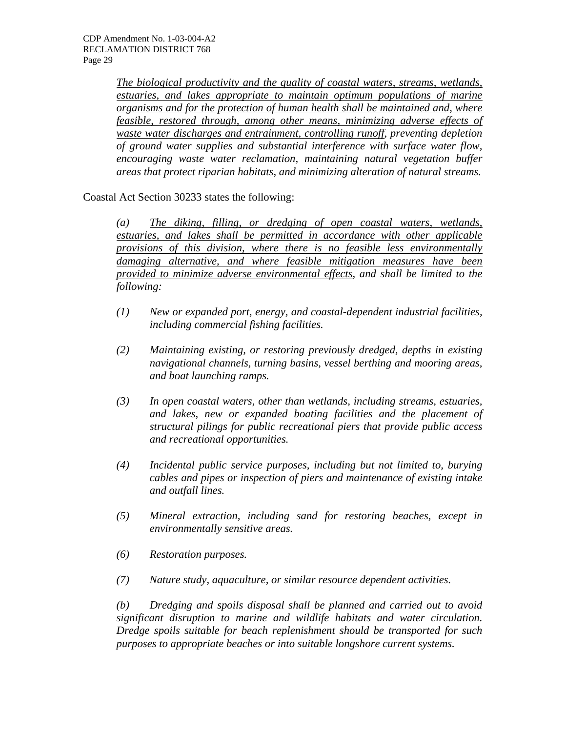*<u>The biological productivity and the quality of coastal waters, streams, wetlands, estuaries, and lakes appropriate to maintain optimum populations of marine organisms and for the protection of human health shall be maintained and, where feasible, restored through, among other means, minimizing adverse effects of waste water discharges and entrainment, controlling runoff</u>, preventing depletion of ground water supplies and substantial interference with surface water flow, encouraging waste water reclamation, maintaining natural vegetation buffer areas that protect riparian habitats, and minimizing alteration of natural streams.*

Coastal Act Section 30233 states the following:

> *(a) <u>The diking, filling, or dredging of open coastal waters, wetlands, estuaries, and lakes shall be permitted in accordance with other applicable provisions of this division, where there is no feasible less environmentally damaging alternative, and where feasible mitigation measures have been provided to minimize adverse environmental effects</u>, and shall be limited to the following:*
>
> *(1) New or expanded port, energy, and coastal-dependent industrial facilities, including commercial fishing facilities.*
>
> *(2) Maintaining existing, or restoring previously dredged, depths in existing navigational channels, turning basins, vessel berthing and mooring areas, and boat launching ramps.*
>
> *(3) In open coastal waters, other than wetlands, including streams, estuaries, and lakes, new or expanded boating facilities and the placement of structural pilings for public recreational piers that provide public access and recreational opportunities.*
>
> *(4) Incidental public service purposes, including but not limited to, burying cables and pipes or inspection of piers and maintenance of existing intake and outfall lines.*
>
> *(5) Mineral extraction, including sand for restoring beaches, except in environmentally sensitive areas.*
>
> *(6) Restoration purposes.*
>
> *(7) Nature study, aquaculture, or similar resource dependent activities.*
>
> *(b) Dredging and spoils disposal shall be planned and carried out to avoid significant disruption to marine and wildlife habitats and water circulation. Dredge spoils suitable for beach replenishment should be transported for such purposes to appropriate beaches or into suitable longshore current systems.*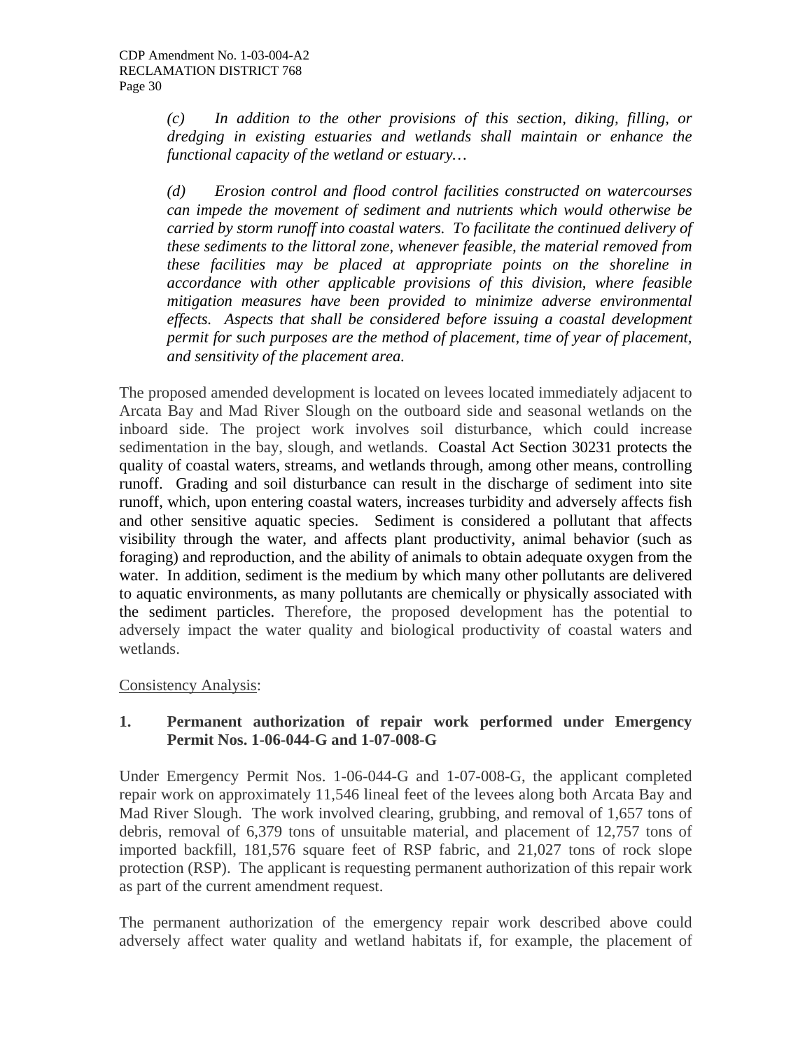*(c) In addition to the other provisions of this section, diking, filling, or dredging in existing estuaries and wetlands shall maintain or enhance the functional capacity of the wetland or estuary…*

*(d) Erosion control and flood control facilities constructed on watercourses can impede the movement of sediment and nutrients which would otherwise be carried by storm runoff into coastal waters. To facilitate the continued delivery of these sediments to the littoral zone, whenever feasible, the material removed from these facilities may be placed at appropriate points on the shoreline in accordance with other applicable provisions of this division, where feasible mitigation measures have been provided to minimize adverse environmental effects. Aspects that shall be considered before issuing a coastal development permit for such purposes are the method of placement, time of year of placement, and sensitivity of the placement area.*

The proposed amended development is located on levees located immediately adjacent to Arcata Bay and Mad River Slough on the outboard side and seasonal wetlands on the inboard side. The project work involves soil disturbance, which could increase sedimentation in the bay, slough, and wetlands. Coastal Act Section 30231 protects the quality of coastal waters, streams, and wetlands through, among other means, controlling runoff. Grading and soil disturbance can result in the discharge of sediment into site runoff, which, upon entering coastal waters, increases turbidity and adversely affects fish and other sensitive aquatic species. Sediment is considered a pollutant that affects visibility through the water, and affects plant productivity, animal behavior (such as foraging) and reproduction, and the ability of animals to obtain adequate oxygen from the water. In addition, sediment is the medium by which many other pollutants are delivered to aquatic environments, as many pollutants are chemically or physically associated with the sediment particles. Therefore, the proposed development has the potential to adversely impact the water quality and biological productivity of coastal waters and wetlands.

Consistency Analysis:

**1. Permanent authorization of repair work performed under Emergency Permit Nos. 1-06-044-G and 1-07-008-G**

Under Emergency Permit Nos. 1-06-044-G and 1-07-008-G, the applicant completed repair work on approximately 11,546 lineal feet of the levees along both Arcata Bay and Mad River Slough. The work involved clearing, grubbing, and removal of 1,657 tons of debris, removal of 6,379 tons of unsuitable material, and placement of 12,757 tons of imported backfill, 181,576 square feet of RSP fabric, and 21,027 tons of rock slope protection (RSP). The applicant is requesting permanent authorization of this repair work as part of the current amendment request.

The permanent authorization of the emergency repair work described above could adversely affect water quality and wetland habitats if, for example, the placement of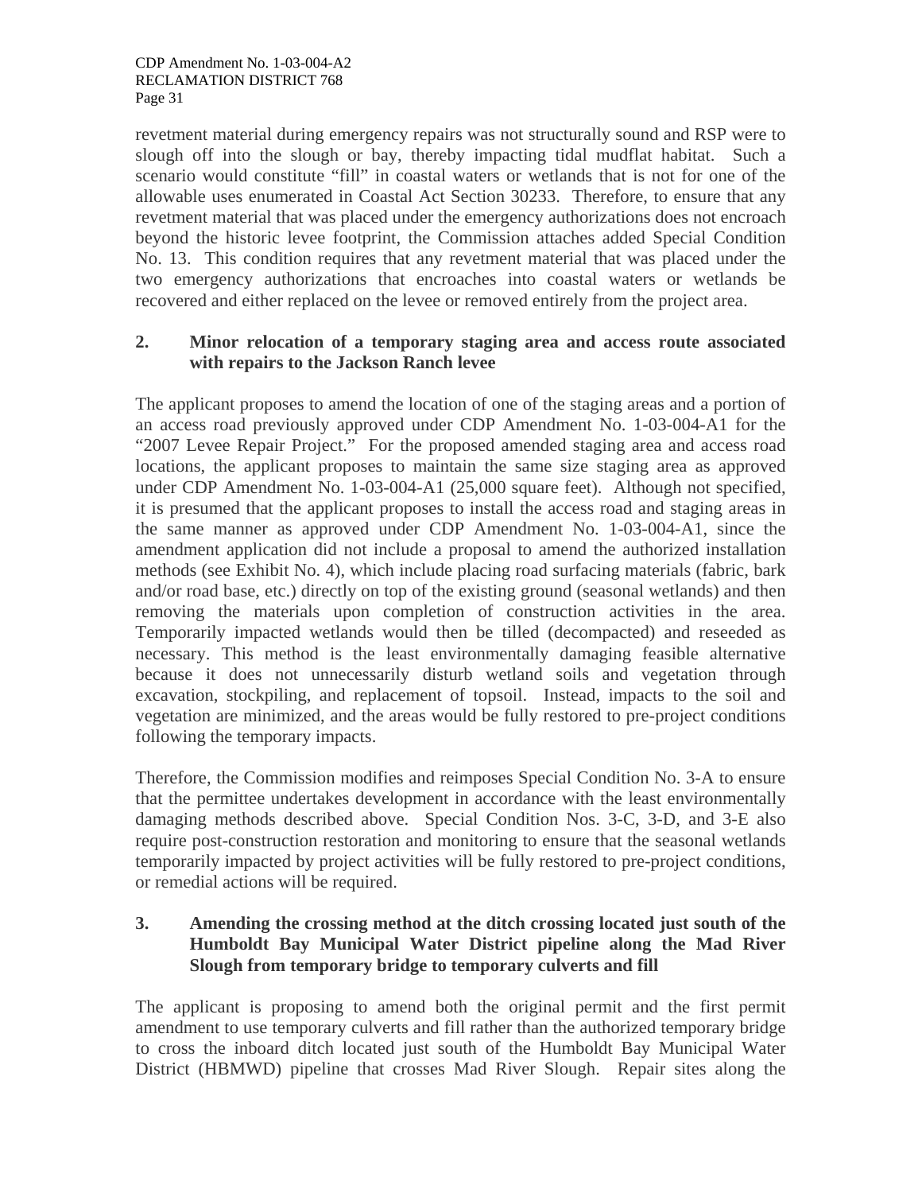revetment material during emergency repairs was not structurally sound and RSP were to slough off into the slough or bay, thereby impacting tidal mudflat habitat. Such a scenario would constitute "fill" in coastal waters or wetlands that is not for one of the allowable uses enumerated in Coastal Act Section 30233. Therefore, to ensure that any revetment material that was placed under the emergency authorizations does not encroach beyond the historic levee footprint, the Commission attaches added Special Condition No. 13. This condition requires that any revetment material that was placed under the two emergency authorizations that encroaches into coastal waters or wetlands be recovered and either replaced on the levee or removed entirely from the project area.

**2. Minor relocation of a temporary staging area and access route associated with repairs to the Jackson Ranch levee**

The applicant proposes to amend the location of one of the staging areas and a portion of an access road previously approved under CDP Amendment No. 1-03-004-A1 for the "2007 Levee Repair Project." For the proposed amended staging area and access road locations, the applicant proposes to maintain the same size staging area as approved under CDP Amendment No. 1-03-004-A1 (25,000 square feet). Although not specified, it is presumed that the applicant proposes to install the access road and staging areas in the same manner as approved under CDP Amendment No. 1-03-004-A1, since the amendment application did not include a proposal to amend the authorized installation methods (see Exhibit No. 4), which include placing road surfacing materials (fabric, bark and/or road base, etc.) directly on top of the existing ground (seasonal wetlands) and then removing the materials upon completion of construction activities in the area. Temporarily impacted wetlands would then be tilled (decompacted) and reseeded as necessary. This method is the least environmentally damaging feasible alternative because it does not unnecessarily disturb wetland soils and vegetation through excavation, stockpiling, and replacement of topsoil. Instead, impacts to the soil and vegetation are minimized, and the areas would be fully restored to pre-project conditions following the temporary impacts.

Therefore, the Commission modifies and reimposes Special Condition No. 3-A to ensure that the permittee undertakes development in accordance with the least environmentally damaging methods described above. Special Condition Nos. 3-C, 3-D, and 3-E also require post-construction restoration and monitoring to ensure that the seasonal wetlands temporarily impacted by project activities will be fully restored to pre-project conditions, or remedial actions will be required.

**3. Amending the crossing method at the ditch crossing located just south of the Humboldt Bay Municipal Water District pipeline along the Mad River Slough from temporary bridge to temporary culverts and fill**

The applicant is proposing to amend both the original permit and the first permit amendment to use temporary culverts and fill rather than the authorized temporary bridge to cross the inboard ditch located just south of the Humboldt Bay Municipal Water District (HBMWD) pipeline that crosses Mad River Slough. Repair sites along the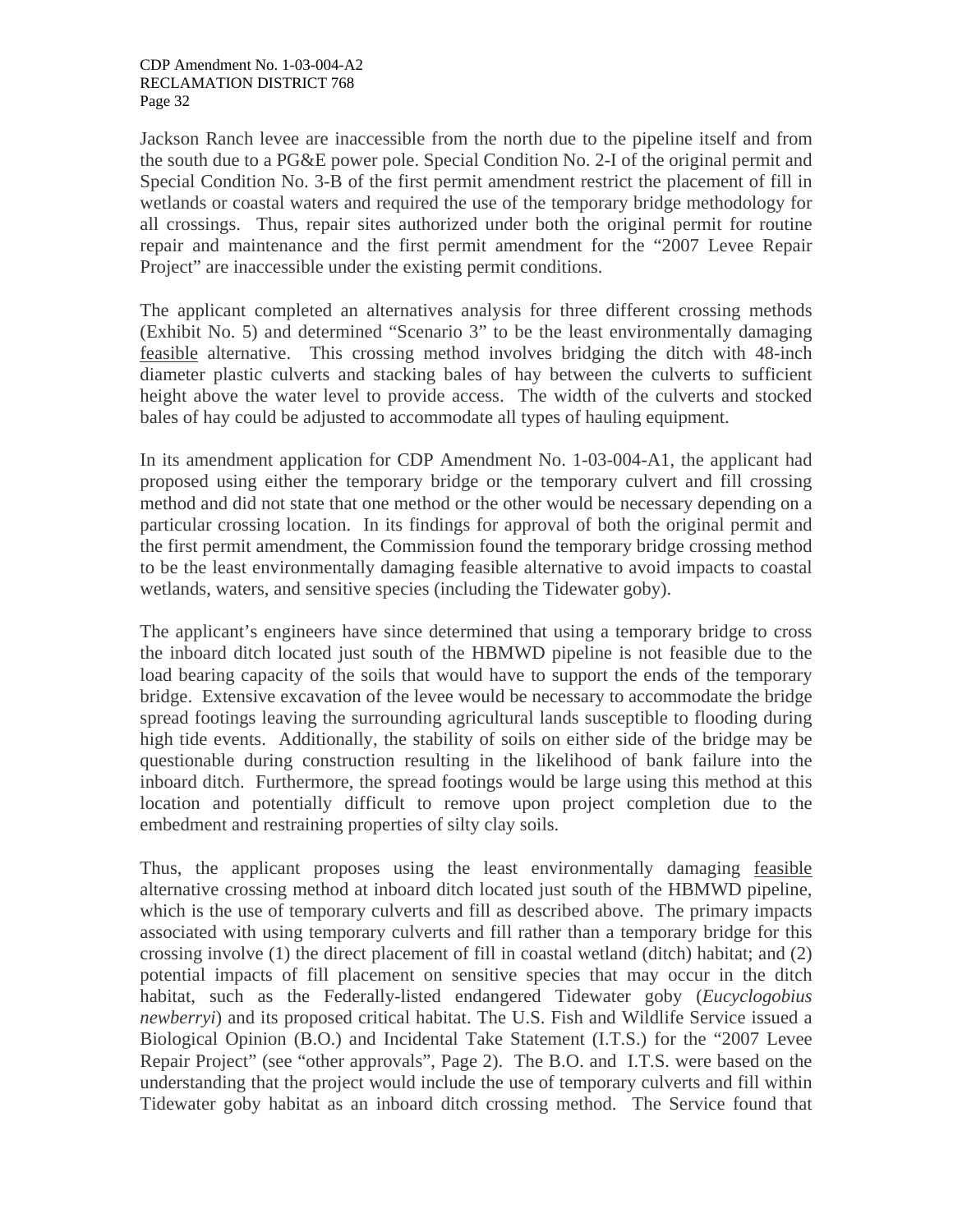Jackson Ranch levee are inaccessible from the north due to the pipeline itself and from the south due to a PG&E power pole. Special Condition No. 2-I of the original permit and Special Condition No. 3-B of the first permit amendment restrict the placement of fill in wetlands or coastal waters and required the use of the temporary bridge methodology for all crossings. Thus, repair sites authorized under both the original permit for routine repair and maintenance and the first permit amendment for the "2007 Levee Repair Project" are inaccessible under the existing permit conditions.

The applicant completed an alternatives analysis for three different crossing methods (Exhibit No. 5) and determined "Scenario 3" to be the least environmentally damaging feasible alternative. This crossing method involves bridging the ditch with 48-inch diameter plastic culverts and stacking bales of hay between the culverts to sufficient height above the water level to provide access. The width of the culverts and stocked bales of hay could be adjusted to accommodate all types of hauling equipment.

In its amendment application for CDP Amendment No. 1-03-004-A1, the applicant had proposed using either the temporary bridge or the temporary culvert and fill crossing method and did not state that one method or the other would be necessary depending on a particular crossing location. In its findings for approval of both the original permit and the first permit amendment, the Commission found the temporary bridge crossing method to be the least environmentally damaging feasible alternative to avoid impacts to coastal wetlands, waters, and sensitive species (including the Tidewater goby).

The applicant's engineers have since determined that using a temporary bridge to cross the inboard ditch located just south of the HBMWD pipeline is not feasible due to the load bearing capacity of the soils that would have to support the ends of the temporary bridge. Extensive excavation of the levee would be necessary to accommodate the bridge spread footings leaving the surrounding agricultural lands susceptible to flooding during high tide events. Additionally, the stability of soils on either side of the bridge may be questionable during construction resulting in the likelihood of bank failure into the inboard ditch. Furthermore, the spread footings would be large using this method at this location and potentially difficult to remove upon project completion due to the embedment and restraining properties of silty clay soils.

Thus, the applicant proposes using the least environmentally damaging feasible alternative crossing method at inboard ditch located just south of the HBMWD pipeline, which is the use of temporary culverts and fill as described above. The primary impacts associated with using temporary culverts and fill rather than a temporary bridge for this crossing involve (1) the direct placement of fill in coastal wetland (ditch) habitat; and (2) potential impacts of fill placement on sensitive species that may occur in the ditch habitat, such as the Federally-listed endangered Tidewater goby (*Eucyclogobius newberryi*) and its proposed critical habitat. The U.S. Fish and Wildlife Service issued a Biological Opinion (B.O.) and Incidental Take Statement (I.T.S.) for the "2007 Levee Repair Project" (see "other approvals", Page 2). The B.O. and I.T.S. were based on the understanding that the project would include the use of temporary culverts and fill within Tidewater goby habitat as an inboard ditch crossing method. The Service found that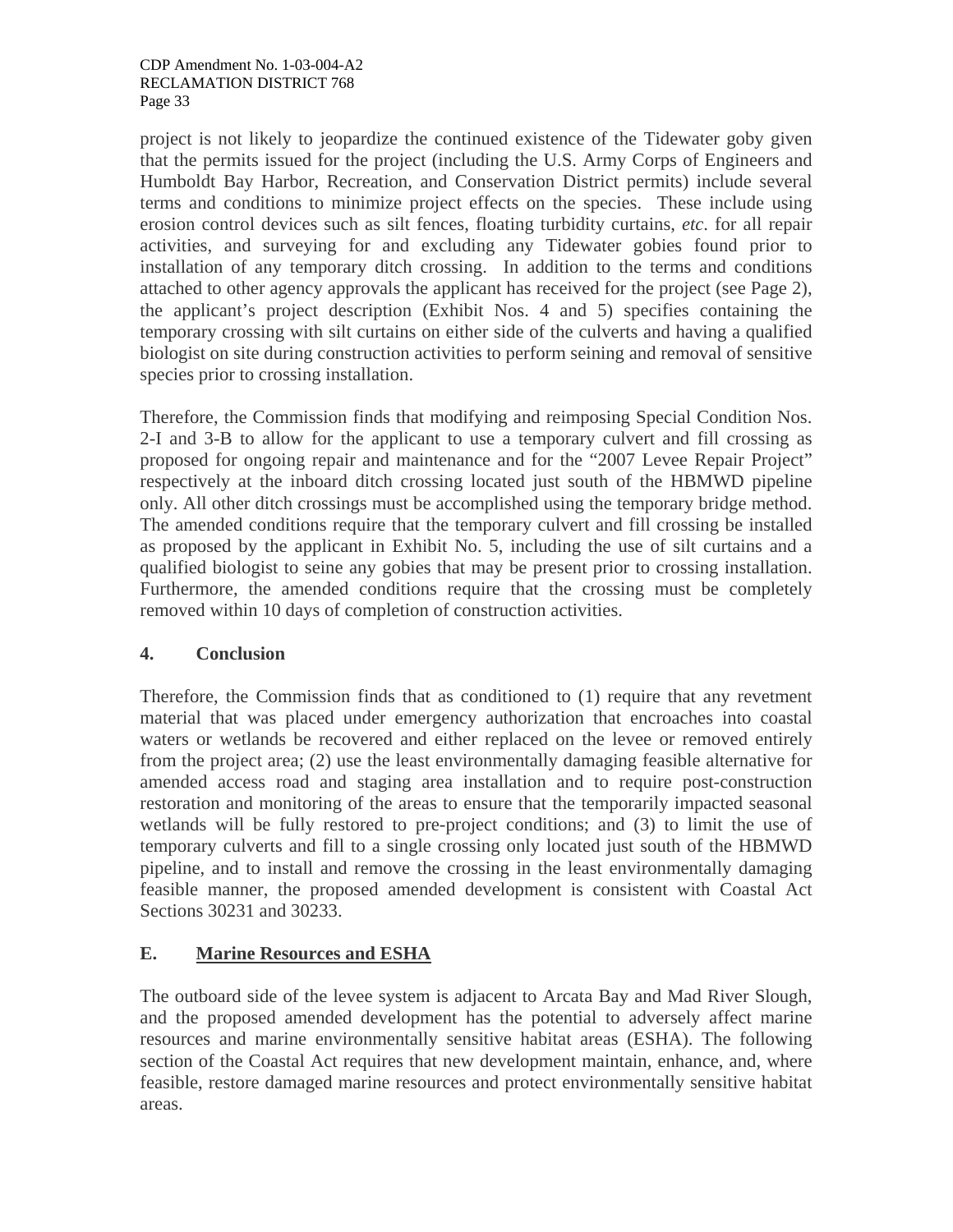project is not likely to jeopardize the continued existence of the Tidewater goby given that the permits issued for the project (including the U.S. Army Corps of Engineers and Humboldt Bay Harbor, Recreation, and Conservation District permits) include several terms and conditions to minimize project effects on the species. These include using erosion control devices such as silt fences, floating turbidity curtains, *etc.* for all repair activities, and surveying for and excluding any Tidewater gobies found prior to installation of any temporary ditch crossing. In addition to the terms and conditions attached to other agency approvals the applicant has received for the project (see Page 2), the applicant's project description (Exhibit Nos. 4 and 5) specifies containing the temporary crossing with silt curtains on either side of the culverts and having a qualified biologist on site during construction activities to perform seining and removal of sensitive species prior to crossing installation.

Therefore, the Commission finds that modifying and reimposing Special Condition Nos. 2-I and 3-B to allow for the applicant to use a temporary culvert and fill crossing as proposed for ongoing repair and maintenance and for the "2007 Levee Repair Project" respectively at the inboard ditch crossing located just south of the HBMWD pipeline only. All other ditch crossings must be accomplished using the temporary bridge method. The amended conditions require that the temporary culvert and fill crossing be installed as proposed by the applicant in Exhibit No. 5, including the use of silt curtains and a qualified biologist to seine any gobies that may be present prior to crossing installation. Furthermore, the amended conditions require that the crossing must be completely removed within 10 days of completion of construction activities.

### 4. Conclusion

Therefore, the Commission finds that as conditioned to (1) require that any revetment material that was placed under emergency authorization that encroaches into coastal waters or wetlands be recovered and either replaced on the levee or removed entirely from the project area; (2) use the least environmentally damaging feasible alternative for amended access road and staging area installation and to require post-construction restoration and monitoring of the areas to ensure that the temporarily impacted seasonal wetlands will be fully restored to pre-project conditions; and (3) to limit the use of temporary culverts and fill to a single crossing only located just south of the HBMWD pipeline, and to install and remove the crossing in the least environmentally damaging feasible manner, the proposed amended development is consistent with Coastal Act Sections 30231 and 30233.

## E. Marine Resources and ESHA

The outboard side of the levee system is adjacent to Arcata Bay and Mad River Slough, and the proposed amended development has the potential to adversely affect marine resources and marine environmentally sensitive habitat areas (ESHA). The following section of the Coastal Act requires that new development maintain, enhance, and, where feasible, restore damaged marine resources and protect environmentally sensitive habitat areas.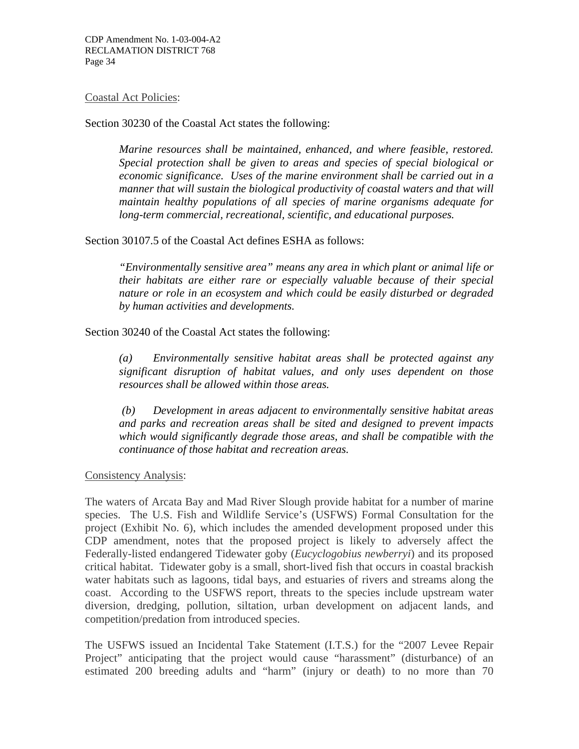Coastal Act Policies:

Section 30230 of the Coastal Act states the following:

> *Marine resources shall be maintained, enhanced, and where feasible, restored. Special protection shall be given to areas and species of special biological or economic significance. Uses of the marine environment shall be carried out in a manner that will sustain the biological productivity of coastal waters and that will maintain healthy populations of all species of marine organisms adequate for long-term commercial, recreational, scientific, and educational purposes.*

Section 30107.5 of the Coastal Act defines ESHA as follows:

> *"Environmentally sensitive area" means any area in which plant or animal life or their habitats are either rare or especially valuable because of their special nature or role in an ecosystem and which could be easily disturbed or degraded by human activities and developments.*

Section 30240 of the Coastal Act states the following:

> *(a) Environmentally sensitive habitat areas shall be protected against any significant disruption of habitat values, and only uses dependent on those resources shall be allowed within those areas.*
>
> *(b) Development in areas adjacent to environmentally sensitive habitat areas and parks and recreation areas shall be sited and designed to prevent impacts which would significantly degrade those areas, and shall be compatible with the continuance of those habitat and recreation areas.*

Consistency Analysis:

The waters of Arcata Bay and Mad River Slough provide habitat for a number of marine species. The U.S. Fish and Wildlife Service's (USFWS) Formal Consultation for the project (Exhibit No. 6), which includes the amended development proposed under this CDP amendment, notes that the proposed project is likely to adversely affect the Federally-listed endangered Tidewater goby (*Eucyclogobius newberryi*) and its proposed critical habitat. Tidewater goby is a small, short-lived fish that occurs in coastal brackish water habitats such as lagoons, tidal bays, and estuaries of rivers and streams along the coast. According to the USFWS report, threats to the species include upstream water diversion, dredging, pollution, siltation, urban development on adjacent lands, and competition/predation from introduced species.

The USFWS issued an Incidental Take Statement (I.T.S.) for the "2007 Levee Repair Project" anticipating that the project would cause "harassment" (disturbance) of an estimated 200 breeding adults and "harm" (injury or death) to no more than 70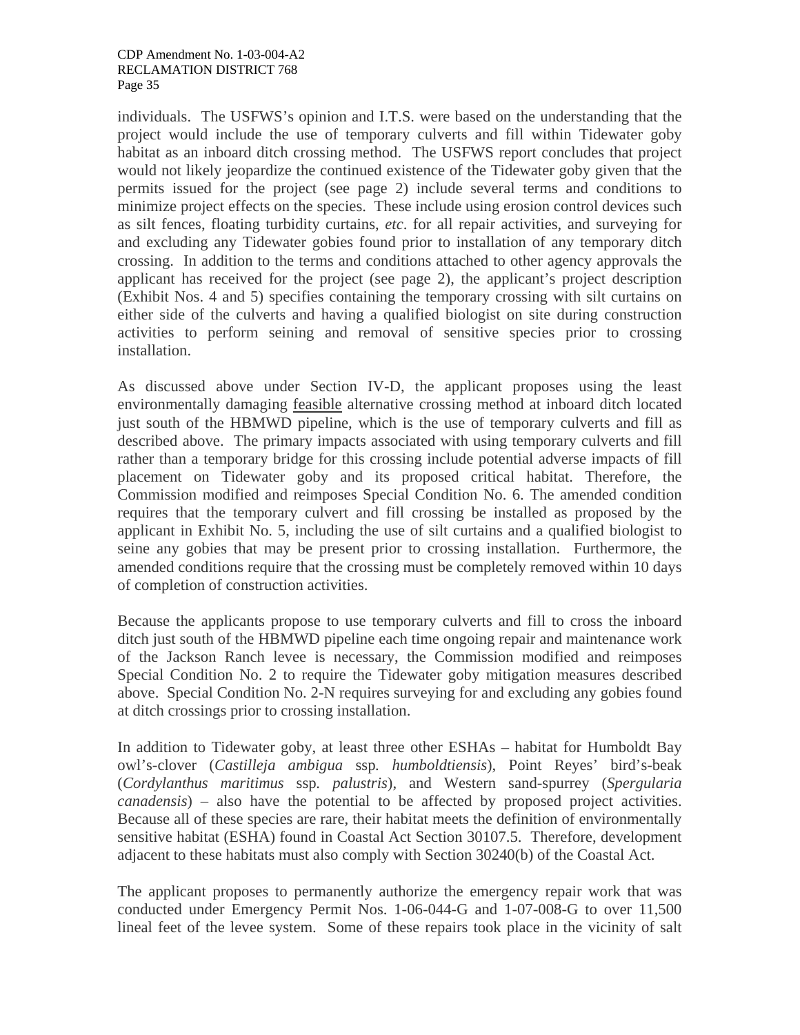individuals. The USFWS's opinion and I.T.S. were based on the understanding that the project would include the use of temporary culverts and fill within Tidewater goby habitat as an inboard ditch crossing method. The USFWS report concludes that project would not likely jeopardize the continued existence of the Tidewater goby given that the permits issued for the project (see page 2) include several terms and conditions to minimize project effects on the species. These include using erosion control devices such as silt fences, floating turbidity curtains, *etc*. for all repair activities, and surveying for and excluding any Tidewater gobies found prior to installation of any temporary ditch crossing. In addition to the terms and conditions attached to other agency approvals the applicant has received for the project (see page 2), the applicant's project description (Exhibit Nos. 4 and 5) specifies containing the temporary crossing with silt curtains on either side of the culverts and having a qualified biologist on site during construction activities to perform seining and removal of sensitive species prior to crossing installation.

As discussed above under Section IV-D, the applicant proposes using the least environmentally damaging feasible alternative crossing method at inboard ditch located just south of the HBMWD pipeline, which is the use of temporary culverts and fill as described above. The primary impacts associated with using temporary culverts and fill rather than a temporary bridge for this crossing include potential adverse impacts of fill placement on Tidewater goby and its proposed critical habitat. Therefore, the Commission modified and reimposes Special Condition No. 6. The amended condition requires that the temporary culvert and fill crossing be installed as proposed by the applicant in Exhibit No. 5, including the use of silt curtains and a qualified biologist to seine any gobies that may be present prior to crossing installation. Furthermore, the amended conditions require that the crossing must be completely removed within 10 days of completion of construction activities.

Because the applicants propose to use temporary culverts and fill to cross the inboard ditch just south of the HBMWD pipeline each time ongoing repair and maintenance work of the Jackson Ranch levee is necessary, the Commission modified and reimposes Special Condition No. 2 to require the Tidewater goby mitigation measures described above. Special Condition No. 2-N requires surveying for and excluding any gobies found at ditch crossings prior to crossing installation.

In addition to Tidewater goby, at least three other ESHAs – habitat for Humboldt Bay owl's-clover (*Castilleja ambigua* ssp. *humboldtiensis*), Point Reyes' bird's-beak (*Cordylanthus maritimus* ssp. *palustris*), and Western sand-spurrey (*Spergularia canadensis*) – also have the potential to be affected by proposed project activities. Because all of these species are rare, their habitat meets the definition of environmentally sensitive habitat (ESHA) found in Coastal Act Section 30107.5. Therefore, development adjacent to these habitats must also comply with Section 30240(b) of the Coastal Act.

The applicant proposes to permanently authorize the emergency repair work that was conducted under Emergency Permit Nos. 1-06-044-G and 1-07-008-G to over 11,500 lineal feet of the levee system. Some of these repairs took place in the vicinity of salt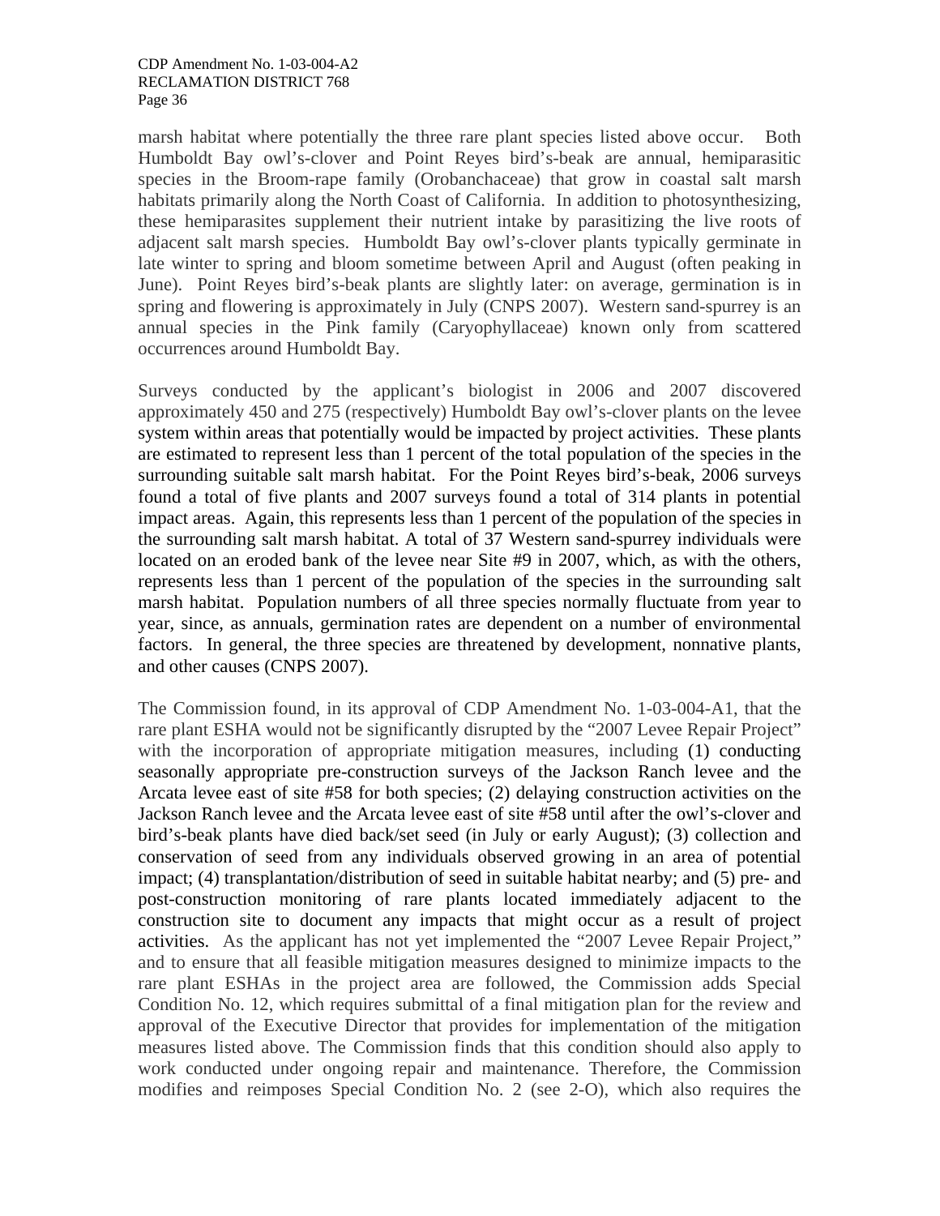marsh habitat where potentially the three rare plant species listed above occur. Both Humboldt Bay owl's-clover and Point Reyes bird's-beak are annual, hemiparasitic species in the Broom-rape family (Orobanchaceae) that grow in coastal salt marsh habitats primarily along the North Coast of California. In addition to photosynthesizing, these hemiparasites supplement their nutrient intake by parasitizing the live roots of adjacent salt marsh species. Humboldt Bay owl's-clover plants typically germinate in late winter to spring and bloom sometime between April and August (often peaking in June). Point Reyes bird's-beak plants are slightly later: on average, germination is in spring and flowering is approximately in July (CNPS 2007). Western sand-spurrey is an annual species in the Pink family (Caryophyllaceae) known only from scattered occurrences around Humboldt Bay.

Surveys conducted by the applicant's biologist in 2006 and 2007 discovered approximately 450 and 275 (respectively) Humboldt Bay owl's-clover plants on the levee system within areas that potentially would be impacted by project activities. These plants are estimated to represent less than 1 percent of the total population of the species in the surrounding suitable salt marsh habitat. For the Point Reyes bird's-beak, 2006 surveys found a total of five plants and 2007 surveys found a total of 314 plants in potential impact areas. Again, this represents less than 1 percent of the population of the species in the surrounding salt marsh habitat. A total of 37 Western sand-spurrey individuals were located on an eroded bank of the levee near Site #9 in 2007, which, as with the others, represents less than 1 percent of the population of the species in the surrounding salt marsh habitat. Population numbers of all three species normally fluctuate from year to year, since, as annuals, germination rates are dependent on a number of environmental factors. In general, the three species are threatened by development, nonnative plants, and other causes (CNPS 2007).

The Commission found, in its approval of CDP Amendment No. 1-03-004-A1, that the rare plant ESHA would not be significantly disrupted by the "2007 Levee Repair Project" with the incorporation of appropriate mitigation measures, including (1) conducting seasonally appropriate pre-construction surveys of the Jackson Ranch levee and the Arcata levee east of site #58 for both species; (2) delaying construction activities on the Jackson Ranch levee and the Arcata levee east of site #58 until after the owl's-clover and bird's-beak plants have died back/set seed (in July or early August); (3) collection and conservation of seed from any individuals observed growing in an area of potential impact; (4) transplantation/distribution of seed in suitable habitat nearby; and (5) pre- and post-construction monitoring of rare plants located immediately adjacent to the construction site to document any impacts that might occur as a result of project activities. As the applicant has not yet implemented the "2007 Levee Repair Project," and to ensure that all feasible mitigation measures designed to minimize impacts to the rare plant ESHAs in the project area are followed, the Commission adds Special Condition No. 12, which requires submittal of a final mitigation plan for the review and approval of the Executive Director that provides for implementation of the mitigation measures listed above. The Commission finds that this condition should also apply to work conducted under ongoing repair and maintenance. Therefore, the Commission modifies and reimposes Special Condition No. 2 (see 2-O), which also requires the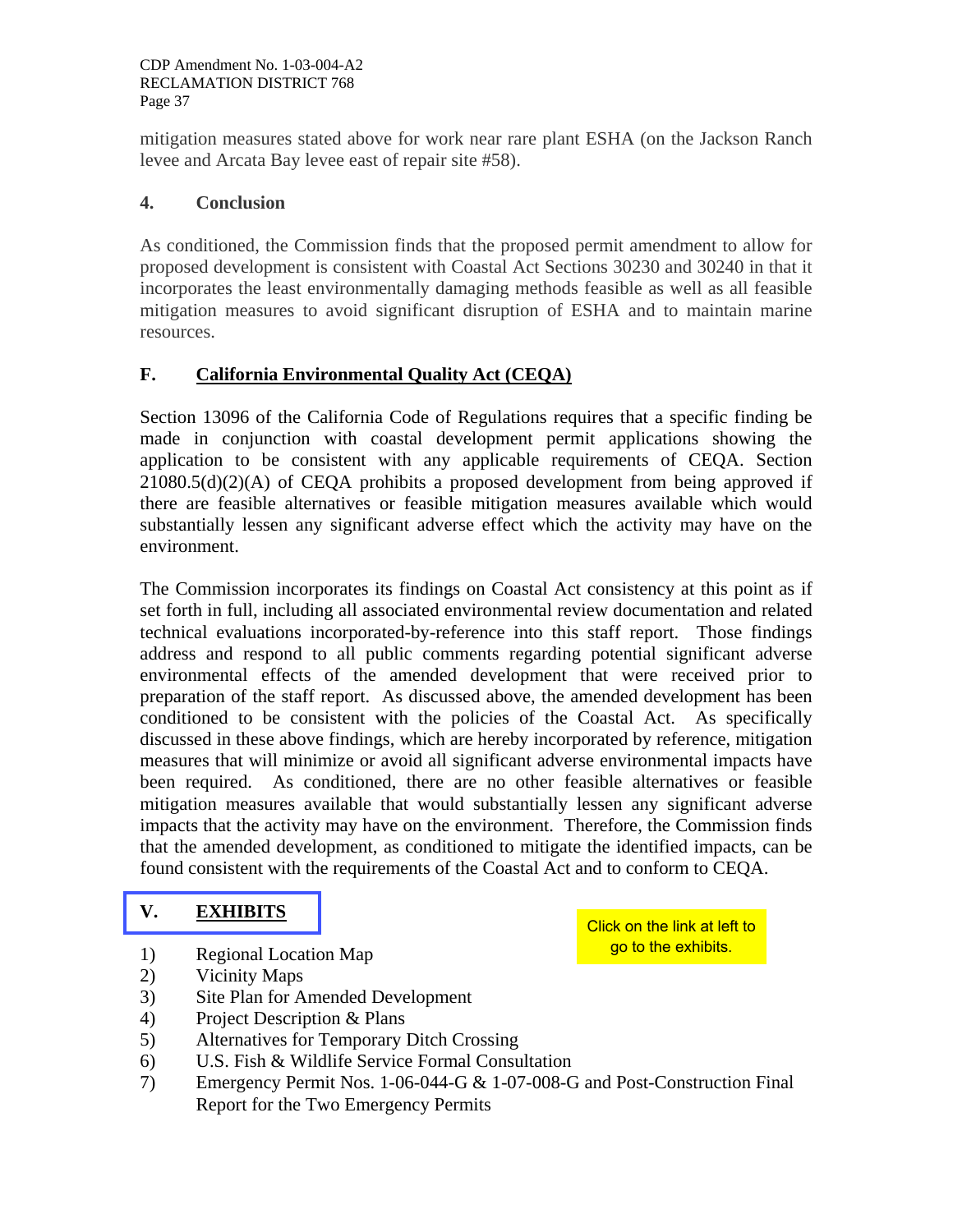mitigation measures stated above for work near rare plant ESHA (on the Jackson Ranch levee and Arcata Bay levee east of repair site #58).

### 4. Conclusion

As conditioned, the Commission finds that the proposed permit amendment to allow for proposed development is consistent with Coastal Act Sections 30230 and 30240 in that it incorporates the least environmentally damaging methods feasible as well as all feasible mitigation measures to avoid significant disruption of ESHA and to maintain marine resources.

## F. California Environmental Quality Act (CEQA)

Section 13096 of the California Code of Regulations requires that a specific finding be made in conjunction with coastal development permit applications showing the application to be consistent with any applicable requirements of CEQA. Section 21080.5(d)(2)(A) of CEQA prohibits a proposed development from being approved if there are feasible alternatives or feasible mitigation measures available which would substantially lessen any significant adverse effect which the activity may have on the environment.

The Commission incorporates its findings on Coastal Act consistency at this point as if set forth in full, including all associated environmental review documentation and related technical evaluations incorporated-by-reference into this staff report. Those findings address and respond to all public comments regarding potential significant adverse environmental effects of the amended development that were received prior to preparation of the staff report. As discussed above, the amended development has been conditioned to be consistent with the policies of the Coastal Act. As specifically discussed in these above findings, which are hereby incorporated by reference, mitigation measures that will minimize or avoid all significant adverse environmental impacts have been required. As conditioned, there are no other feasible alternatives or feasible mitigation measures available that would substantially lessen any significant adverse impacts that the activity may have on the environment. Therefore, the Commission finds that the amended development, as conditioned to mitigate the identified impacts, can be found consistent with the requirements of the Coastal Act and to conform to CEQA.

## V. EXHIBITS

Click on the link at left to go to the exhibits.

1) Regional Location Map
2) Vicinity Maps
3) Site Plan for Amended Development
4) Project Description & Plans
5) Alternatives for Temporary Ditch Crossing
6) U.S. Fish & Wildlife Service Formal Consultation
7) Emergency Permit Nos. 1-06-044-G & 1-07-008-G and Post-Construction Final Report for the Two Emergency Permits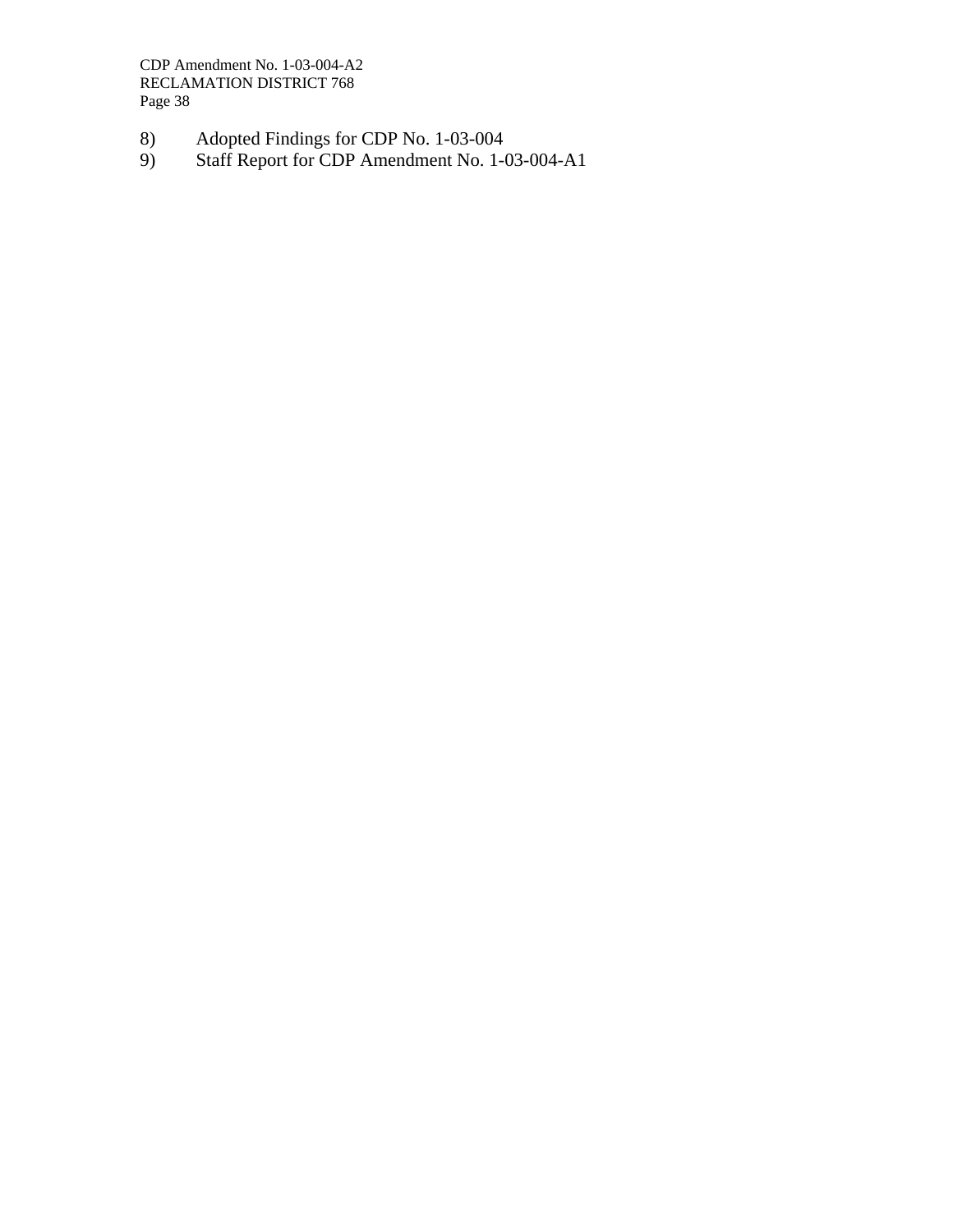8) Adopted Findings for CDP No. 1-03-004
9) Staff Report for CDP Amendment No. 1-03-004-A1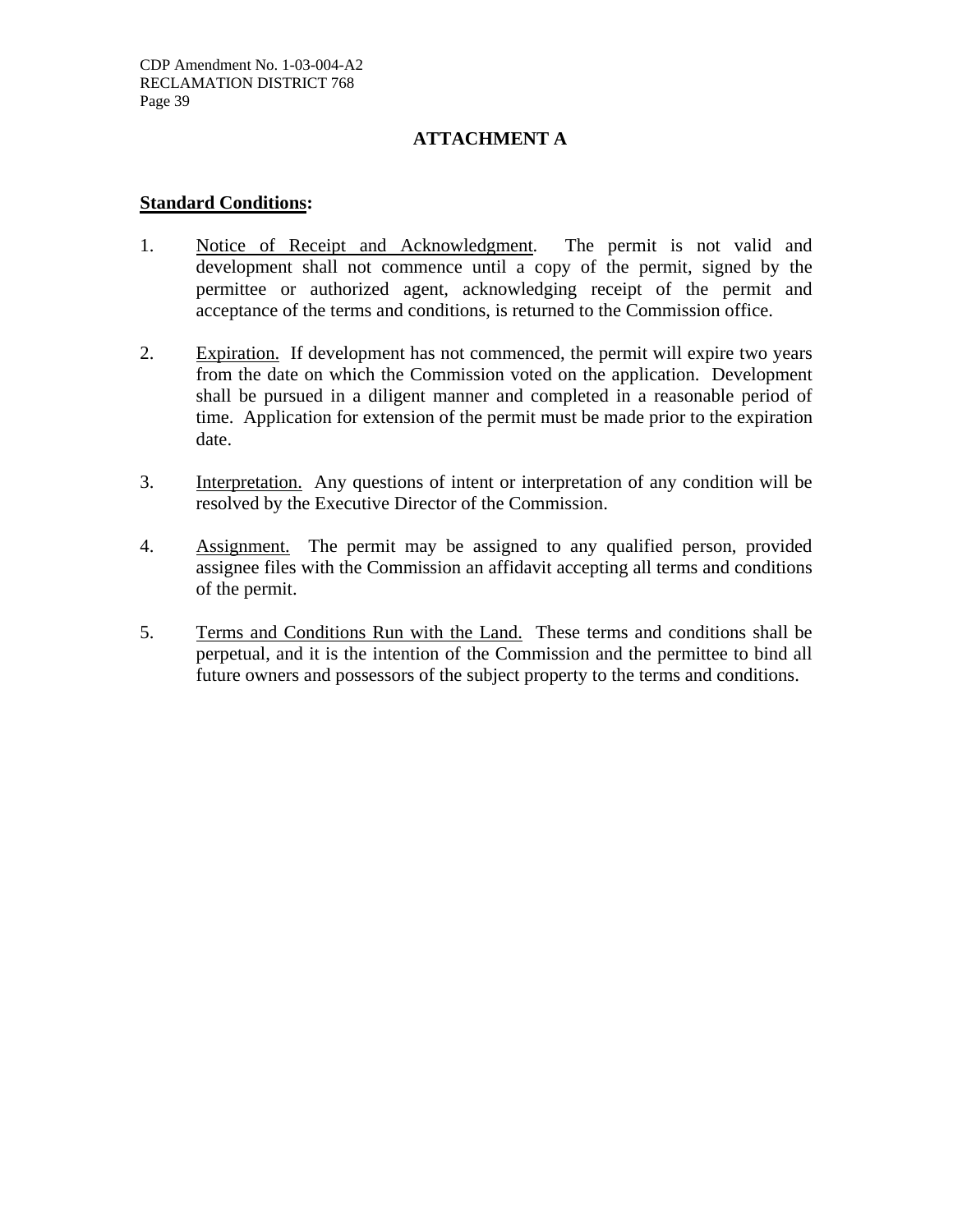## ATTACHMENT A

**Standard Conditions:**

1. Notice of Receipt and Acknowledgment. The permit is not valid and development shall not commence until a copy of the permit, signed by the permittee or authorized agent, acknowledging receipt of the permit and acceptance of the terms and conditions, is returned to the Commission office.

2. Expiration. If development has not commenced, the permit will expire two years from the date on which the Commission voted on the application. Development shall be pursued in a diligent manner and completed in a reasonable period of time. Application for extension of the permit must be made prior to the expiration date.

3. Interpretation. Any questions of intent or interpretation of any condition will be resolved by the Executive Director of the Commission.

4. Assignment. The permit may be assigned to any qualified person, provided assignee files with the Commission an affidavit accepting all terms and conditions of the permit.

5. Terms and Conditions Run with the Land. These terms and conditions shall be perpetual, and it is the intention of the Commission and the permittee to bind all future owners and possessors of the subject property to the terms and conditions.